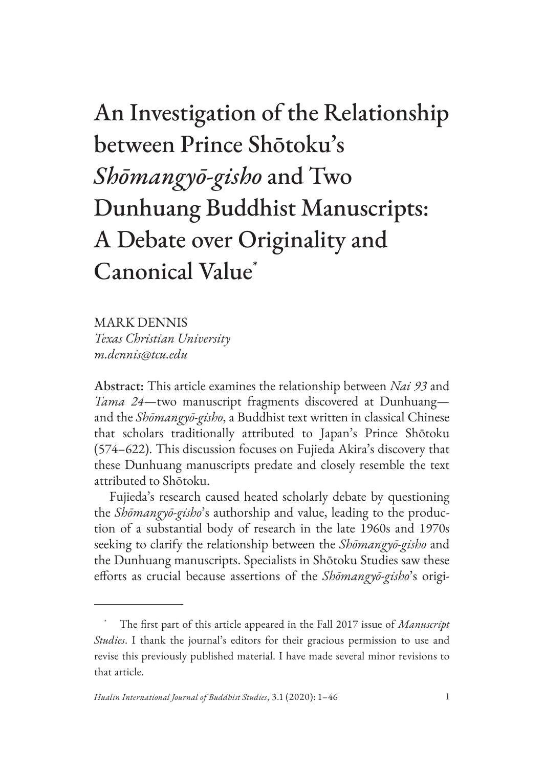# An Investigation of the Relationship between Prince Shōtoku's *Shōmangyō-gisho* and Two Dunhuang Buddhist Manuscripts: A Debate over Originality and Canonical Value[*]

MARK DENNIS
*Texas Christian University*
*m.dennis@tcu.edu*

**Abstract:** This article examines the relationship between *Nai 93* and *Tama 24*—two manuscript fragments discovered at Dunhuang—and the *Shōmangyō-gisho*, a Buddhist text written in classical Chinese that scholars traditionally attributed to Japan's Prince Shōtoku (574–622). This discussion focuses on Fujieda Akira's discovery that these Dunhuang manuscripts predate and closely resemble the text attributed to Shōtoku.

Fujieda's research caused heated scholarly debate by questioning the *Shōmangyō-gisho*'s authorship and value, leading to the production of a substantial body of research in the late 1960s and 1970s seeking to clarify the relationship between the *Shōmangyō-gisho* and the Dunhuang manuscripts. Specialists in Shōtoku Studies saw these efforts as crucial because assertions of the *Shōmangyō-gisho*'s origi-

---

[*] The first part of this article appeared in the Fall 2017 issue of *Manuscript Studies*. I thank the journal's editors for their gracious permission to use and revise this previously published material. I have made several minor revisions to that article.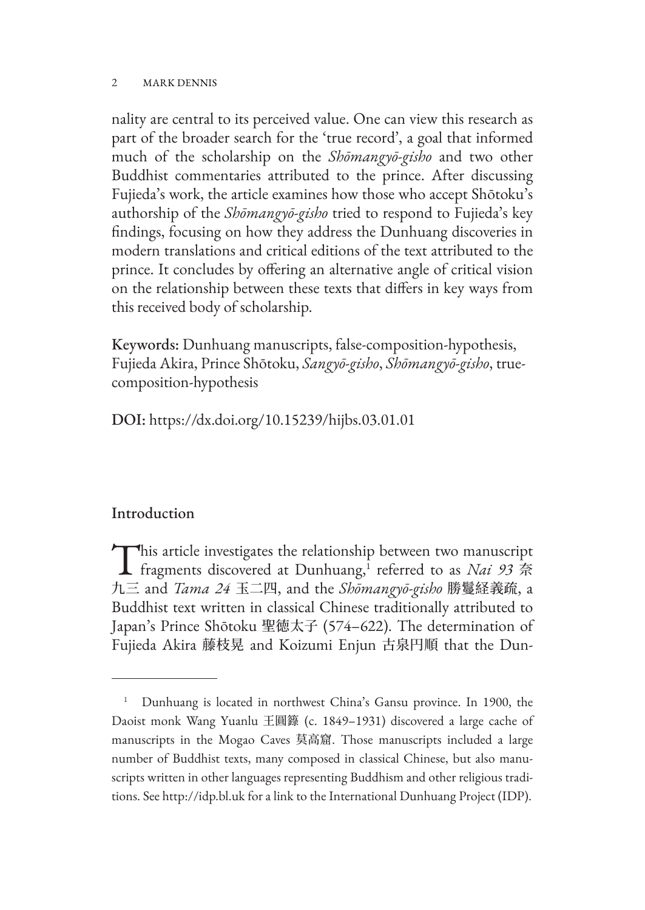nality are central to its perceived value. One can view this research as part of the broader search for the 'true record', a goal that informed much of the scholarship on the *Shōmangyō-gisho* and two other Buddhist commentaries attributed to the prince. After discussing Fujieda's work, the article examines how those who accept Shōtoku's authorship of the *Shōmangyō-gisho* tried to respond to Fujieda's key findings, focusing on how they address the Dunhuang discoveries in modern translations and critical editions of the text attributed to the prince. It concludes by offering an alternative angle of critical vision on the relationship between these texts that differs in key ways from this received body of scholarship.

Keywords: Dunhuang manuscripts, false-composition-hypothesis, Fujieda Akira, Prince Shōtoku, *Sangyō-gisho*, *Shōmangyō-gisho*, true-composition-hypothesis

DOI: https://dx.doi.org/10.15239/hijbs.03.01.01

## Introduction

This article investigates the relationship between two manuscript fragments discovered at Dunhuang,[1] referred to as *Nai 93* 奈九三 and *Tama 24* 玉二四, and the *Shōmangyō-gisho* 勝鬘経義疏, a Buddhist text written in classical Chinese traditionally attributed to Japan's Prince Shōtoku 聖徳太子 (574–622). The determination of Fujieda Akira 藤枝晃 and Koizumi Enjun 古泉円順 that the Dun-

---

[1] Dunhuang is located in northwest China's Gansu province. In 1900, the Daoist monk Wang Yuanlu 王圓籙 (c. 1849–1931) discovered a large cache of manuscripts in the Mogao Caves 莫高窟. Those manuscripts included a large number of Buddhist texts, many composed in classical Chinese, but also manuscripts written in other languages representing Buddhism and other religious traditions. See http://idp.bl.uk for a link to the International Dunhuang Project (IDP).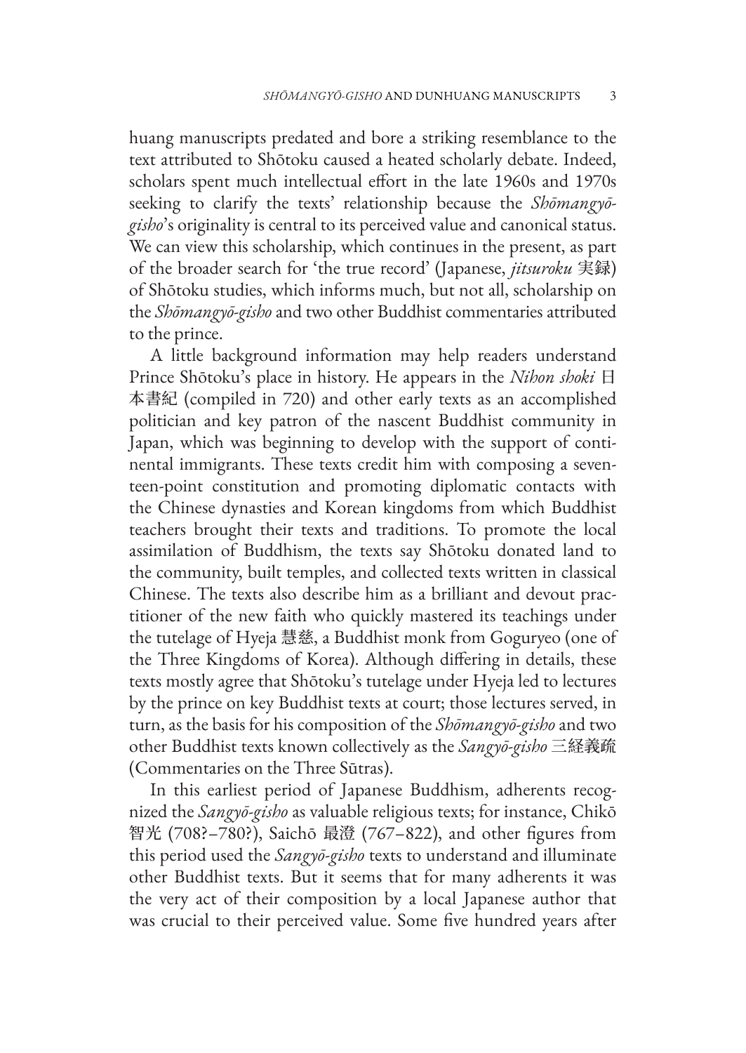huang manuscripts predated and bore a striking resemblance to the text attributed to Shōtoku caused a heated scholarly debate. Indeed, scholars spent much intellectual effort in the late 1960s and 1970s seeking to clarify the texts' relationship because the *Shōmangyō-gisho*'s originality is central to its perceived value and canonical status. We can view this scholarship, which continues in the present, as part of the broader search for 'the true record' (Japanese, *jitsuroku* 実録) of Shōtoku studies, which informs much, but not all, scholarship on the *Shōmangyō-gisho* and two other Buddhist commentaries attributed to the prince.

A little background information may help readers understand Prince Shōtoku's place in history. He appears in the *Nihon shoki* 日本書紀 (compiled in 720) and other early texts as an accomplished politician and key patron of the nascent Buddhist community in Japan, which was beginning to develop with the support of continental immigrants. These texts credit him with composing a seventeen-point constitution and promoting diplomatic contacts with the Chinese dynasties and Korean kingdoms from which Buddhist teachers brought their texts and traditions. To promote the local assimilation of Buddhism, the texts say Shōtoku donated land to the community, built temples, and collected texts written in classical Chinese. The texts also describe him as a brilliant and devout practitioner of the new faith who quickly mastered its teachings under the tutelage of Hyeja 慧慈, a Buddhist monk from Goguryeo (one of the Three Kingdoms of Korea). Although differing in details, these texts mostly agree that Shōtoku's tutelage under Hyeja led to lectures by the prince on key Buddhist texts at court; those lectures served, in turn, as the basis for his composition of the *Shōmangyō-gisho* and two other Buddhist texts known collectively as the *Sangyō-gisho* 三経義疏 (Commentaries on the Three Sūtras).

In this earliest period of Japanese Buddhism, adherents recognized the *Sangyō-gisho* as valuable religious texts; for instance, Chikō 智光 (708?–780?), Saichō 最澄 (767–822), and other figures from this period used the *Sangyō-gisho* texts to understand and illuminate other Buddhist texts. But it seems that for many adherents it was the very act of their composition by a local Japanese author that was crucial to their perceived value. Some five hundred years after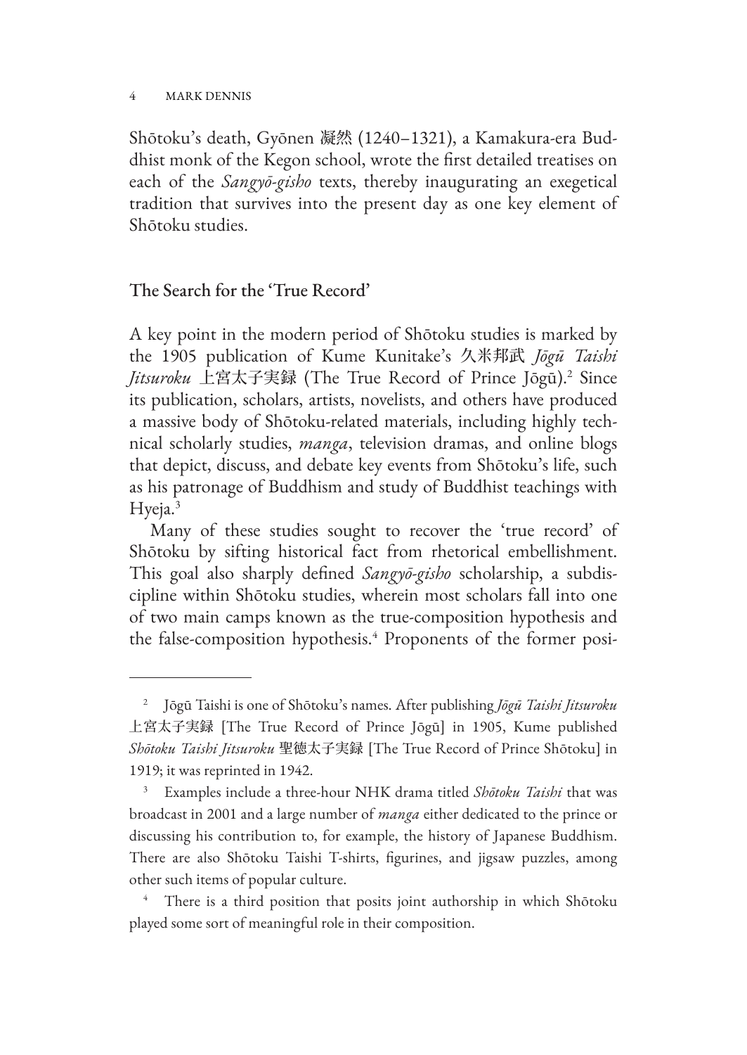Shōtoku's death, Gyōnen 凝然 (1240–1321), a Kamakura-era Buddhist monk of the Kegon school, wrote the first detailed treatises on each of the *Sangyō-gisho* texts, thereby inaugurating an exegetical tradition that survives into the present day as one key element of Shōtoku studies.

## The Search for the 'True Record'

A key point in the modern period of Shōtoku studies is marked by the 1905 publication of Kume Kunitake's 久米邦武 *Jōgū Taishi Jitsuroku* 上宮太子実録 (The True Record of Prince Jōgū).[2] Since its publication, scholars, artists, novelists, and others have produced a massive body of Shōtoku-related materials, including highly technical scholarly studies, *manga*, television dramas, and online blogs that depict, discuss, and debate key events from Shōtoku's life, such as his patronage of Buddhism and study of Buddhist teachings with Hyeja.[3]

Many of these studies sought to recover the 'true record' of Shōtoku by sifting historical fact from rhetorical embellishment. This goal also sharply defined *Sangyō-gisho* scholarship, a subdiscipline within Shōtoku studies, wherein most scholars fall into one of two main camps known as the true-composition hypothesis and the false-composition hypothesis.[4] Proponents of the former posi-

---

[2] Jōgū Taishi is one of Shōtoku's names. After publishing *Jōgū Taishi Jitsuroku* 上宮太子実録 [The True Record of Prince Jōgū] in 1905, Kume published *Shōtoku Taishi Jitsuroku* 聖徳太子実録 [The True Record of Prince Shōtoku] in 1919; it was reprinted in 1942.

[3] Examples include a three-hour NHK drama titled *Shōtoku Taishi* that was broadcast in 2001 and a large number of *manga* either dedicated to the prince or discussing his contribution to, for example, the history of Japanese Buddhism. There are also Shōtoku Taishi T-shirts, figurines, and jigsaw puzzles, among other such items of popular culture.

[4] There is a third position that posits joint authorship in which Shōtoku played some sort of meaningful role in their composition.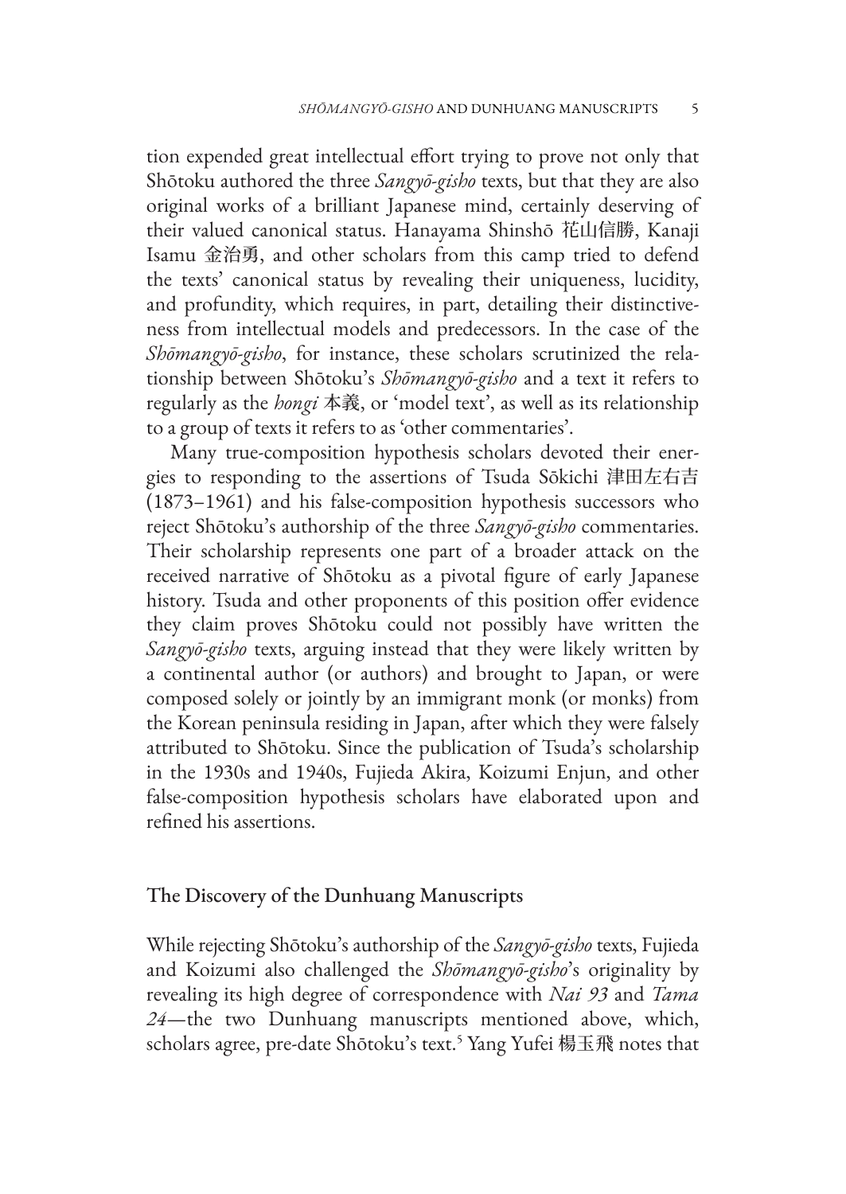tion expended great intellectual effort trying to prove not only that Shōtoku authored the three *Sangyō-gisho* texts, but that they are also original works of a brilliant Japanese mind, certainly deserving of their valued canonical status. Hanayama Shinshō 花山信勝, Kanaji Isamu 金治勇, and other scholars from this camp tried to defend the texts' canonical status by revealing their uniqueness, lucidity, and profundity, which requires, in part, detailing their distinctiveness from intellectual models and predecessors. In the case of the *Shōmangyō-gisho*, for instance, these scholars scrutinized the relationship between Shōtoku's *Shōmangyō-gisho* and a text it refers to regularly as the *hongi* 本義, or 'model text', as well as its relationship to a group of texts it refers to as 'other commentaries'.

Many true-composition hypothesis scholars devoted their energies to responding to the assertions of Tsuda Sōkichi 津田左右吉 (1873–1961) and his false-composition hypothesis successors who reject Shōtoku's authorship of the three *Sangyō-gisho* commentaries. Their scholarship represents one part of a broader attack on the received narrative of Shōtoku as a pivotal figure of early Japanese history. Tsuda and other proponents of this position offer evidence they claim proves Shōtoku could not possibly have written the *Sangyō-gisho* texts, arguing instead that they were likely written by a continental author (or authors) and brought to Japan, or were composed solely or jointly by an immigrant monk (or monks) from the Korean peninsula residing in Japan, after which they were falsely attributed to Shōtoku. Since the publication of Tsuda's scholarship in the 1930s and 1940s, Fujieda Akira, Koizumi Enjun, and other false-composition hypothesis scholars have elaborated upon and refined his assertions.

## The Discovery of the Dunhuang Manuscripts

While rejecting Shōtoku's authorship of the *Sangyō-gisho* texts, Fujieda and Koizumi also challenged the *Shōmangyō-gisho*'s originality by revealing its high degree of correspondence with *Nai 93* and *Tama 24*—the two Dunhuang manuscripts mentioned above, which, scholars agree, pre-date Shōtoku's text.[5] Yang Yufei 楊玉飛 notes that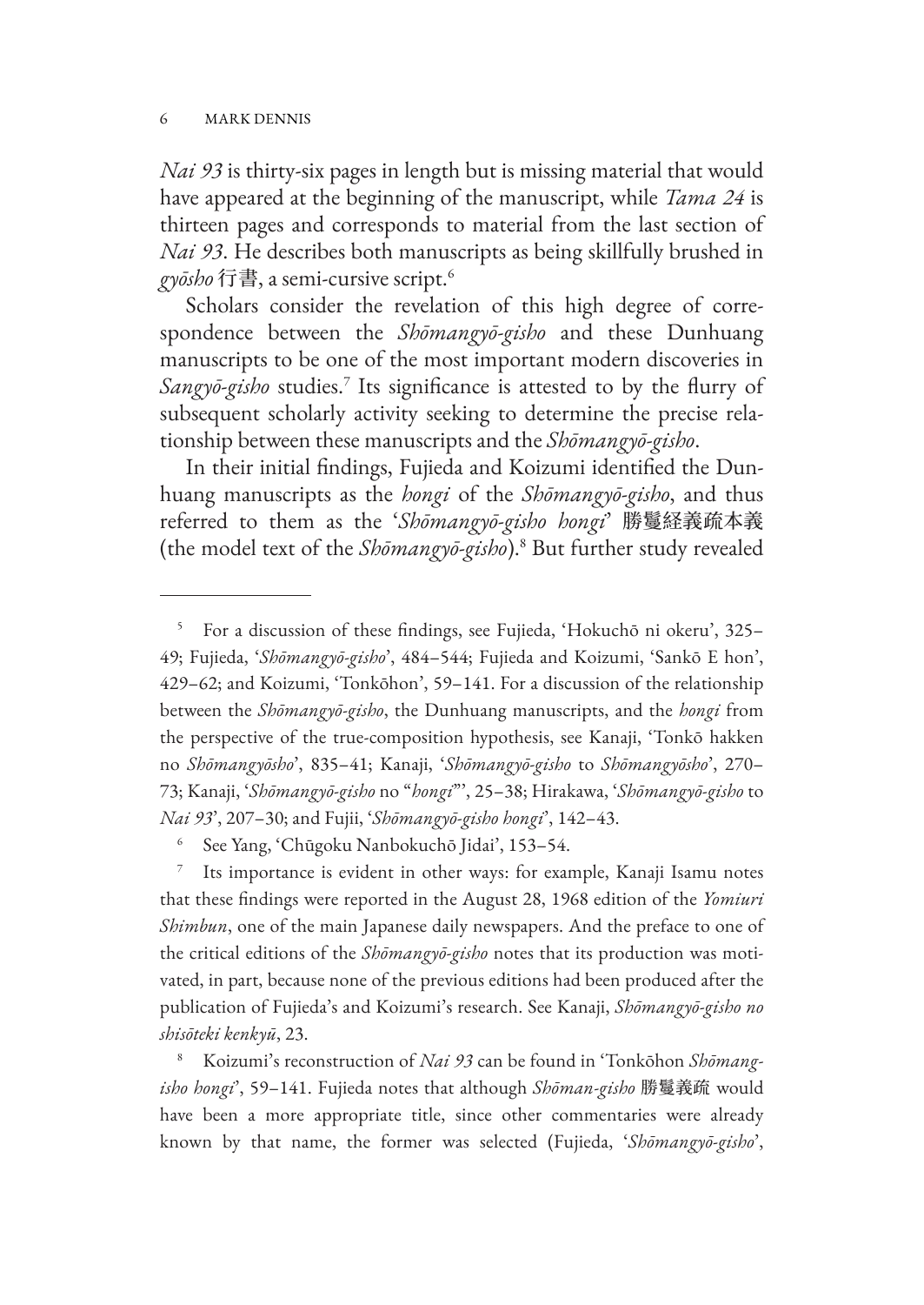*Nai 93* is thirty-six pages in length but is missing material that would have appeared at the beginning of the manuscript, while *Tama 24* is thirteen pages and corresponds to material from the last section of *Nai 93*. He describes both manuscripts as being skillfully brushed in *gyōsho* 行書, a semi-cursive script.[6]

Scholars consider the revelation of this high degree of correspondence between the *Shōmangyō-gisho* and these Dunhuang manuscripts to be one of the most important modern discoveries in *Sangyō-gisho* studies.[7] Its significance is attested to by the flurry of subsequent scholarly activity seeking to determine the precise relationship between these manuscripts and the *Shōmangyō-gisho*.

In their initial findings, Fujieda and Koizumi identified the Dunhuang manuscripts as the *hongi* of the *Shōmangyō-gisho*, and thus referred to them as the '*Shōmangyō-gisho hongi*' 勝鬘経義疏本義 (the model text of the *Shōmangyō-gisho*).[8] But further study revealed

---

[5] For a discussion of these findings, see Fujieda, 'Hokuchō ni okeru', 325–49; Fujieda, '*Shōmangyō-gisho*', 484–544; Fujieda and Koizumi, 'Sankō E hon', 429–62; and Koizumi, 'Tonkōhon', 59–141. For a discussion of the relationship between the *Shōmangyō-gisho*, the Dunhuang manuscripts, and the *hongi* from the perspective of the true-composition hypothesis, see Kanaji, 'Tonkō hakken no *Shōmangyōsho*', 835–41; Kanaji, '*Shōmangyō-gisho* to *Shōmangyōsho*', 270–73; Kanaji, '*Shōmangyō-gisho* no "*hongi*"', 25–38; Hirakawa, '*Shōmangyō-gisho* to *Nai 93*', 207–30; and Fujii, '*Shōmangyō-gisho hongi*', 142–43.

[6] See Yang, 'Chūgoku Nanbokuchō Jidai', 153–54.

[7] Its importance is evident in other ways: for example, Kanaji Isamu notes that these findings were reported in the August 28, 1968 edition of the *Yomiuri Shimbun*, one of the main Japanese daily newspapers. And the preface to one of the critical editions of the *Shōmangyō-gisho* notes that its production was motivated, in part, because none of the previous editions had been produced after the publication of Fujieda's and Koizumi's research. See Kanaji, *Shōmangyō-gisho no shisōteki kenkyū*, 23.

[8] Koizumi's reconstruction of *Nai 93* can be found in 'Tonkōhon *Shōmangisho hongi*', 59–141. Fujieda notes that although *Shōman-gisho* 勝鬘義疏 would have been a more appropriate title, since other commentaries were already known by that name, the former was selected (Fujieda, '*Shōmangyō-gisho*',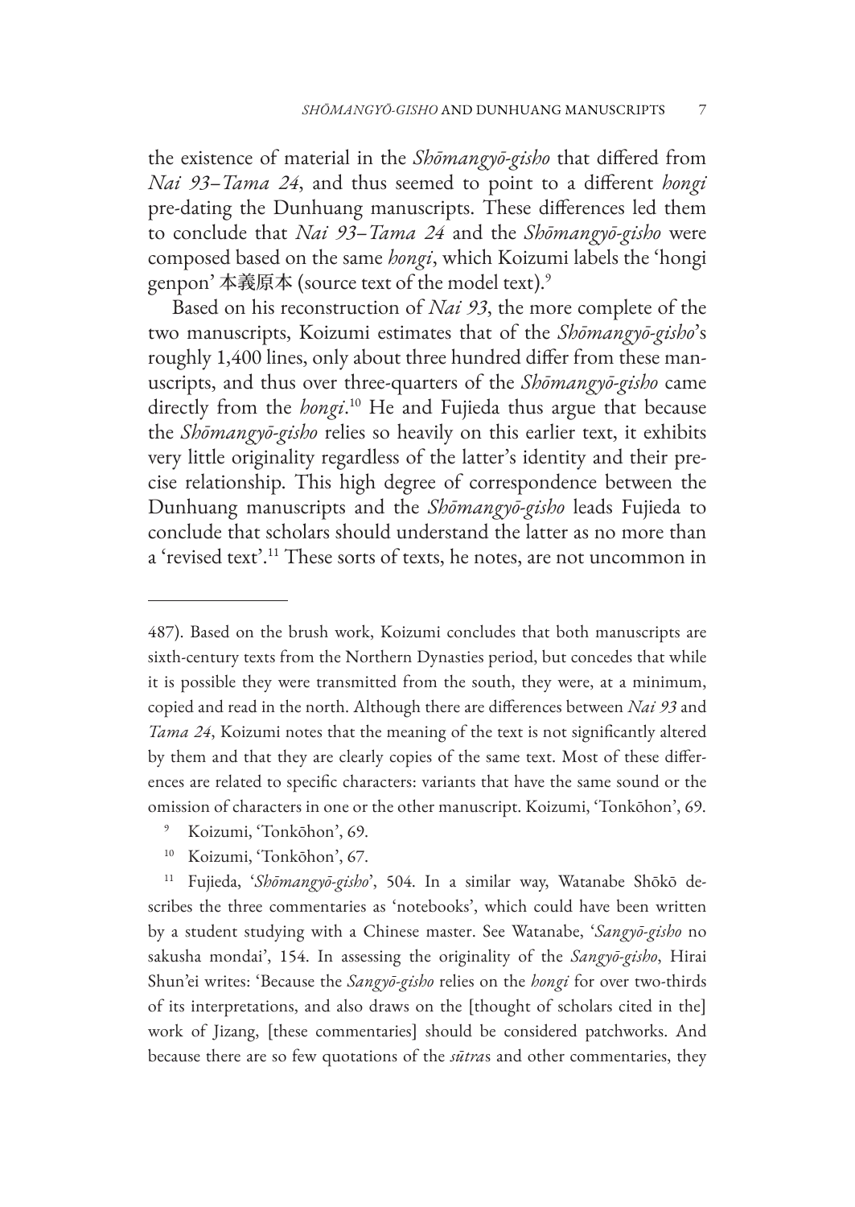the existence of material in the *Shōmangyō-gisho* that differed from *Nai 93–Tama 24*, and thus seemed to point to a different *hongi* pre-dating the Dunhuang manuscripts. These differences led them to conclude that *Nai 93–Tama 24* and the *Shōmangyō-gisho* were composed based on the same *hongi*, which Koizumi labels the 'hongi genpon' 本義原本 (source text of the model text).[9]

Based on his reconstruction of *Nai 93*, the more complete of the two manuscripts, Koizumi estimates that of the *Shōmangyō-gisho*'s roughly 1,400 lines, only about three hundred differ from these manuscripts, and thus over three-quarters of the *Shōmangyō-gisho* came directly from the *hongi*.[10] He and Fujieda thus argue that because the *Shōmangyō-gisho* relies so heavily on this earlier text, it exhibits very little originality regardless of the latter's identity and their precise relationship. This high degree of correspondence between the Dunhuang manuscripts and the *Shōmangyō-gisho* leads Fujieda to conclude that scholars should understand the latter as no more than a 'revised text'.[11] These sorts of texts, he notes, are not uncommon in

---

487). Based on the brush work, Koizumi concludes that both manuscripts are sixth-century texts from the Northern Dynasties period, but concedes that while it is possible they were transmitted from the south, they were, at a minimum, copied and read in the north. Although there are differences between *Nai 93* and *Tama 24*, Koizumi notes that the meaning of the text is not significantly altered by them and that they are clearly copies of the same text. Most of these differences are related to specific characters: variants that have the same sound or the omission of characters in one or the other manuscript. Koizumi, 'Tonkōhon', 69.

[9] Koizumi, 'Tonkōhon', 69.

[10] Koizumi, 'Tonkōhon', 67.

[11] Fujieda, '*Shōmangyō-gisho*', 504. In a similar way, Watanabe Shōkō describes the three commentaries as 'notebooks', which could have been written by a student studying with a Chinese master. See Watanabe, '*Sangyō-gisho* no sakusha mondai', 154. In assessing the originality of the *Sangyō-gisho*, Hirai Shun'ei writes: 'Because the *Sangyō-gisho* relies on the *hongi* for over two-thirds of its interpretations, and also draws on the [thought of scholars cited in the] work of Jizang, [these commentaries] should be considered patchworks. And because there are so few quotations of the *sūtra*s and other commentaries, they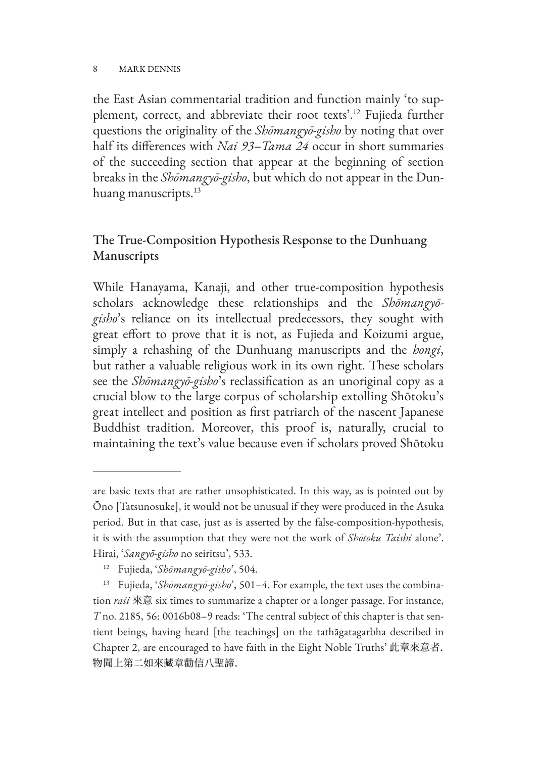the East Asian commentarial tradition and function mainly 'to supplement, correct, and abbreviate their root texts'.[12] Fujieda further questions the originality of the *Shōmangyō-gisho* by noting that over half its differences with *Nai 93–Tama 24* occur in short summaries of the succeeding section that appear at the beginning of section breaks in the *Shōmangyō-gisho*, but which do not appear in the Dunhuang manuscripts.[13]

## The True-Composition Hypothesis Response to the Dunhuang Manuscripts

While Hanayama, Kanaji, and other true-composition hypothesis scholars acknowledge these relationships and the *Shōmangyō-gisho*'s reliance on its intellectual predecessors, they sought with great effort to prove that it is not, as Fujieda and Koizumi argue, simply a rehashing of the Dunhuang manuscripts and the *hongi*, but rather a valuable religious work in its own right. These scholars see the *Shōmangyō-gisho*'s reclassification as an unoriginal copy as a crucial blow to the large corpus of scholarship extolling Shōtoku's great intellect and position as first patriarch of the nascent Japanese Buddhist tradition. Moreover, this proof is, naturally, crucial to maintaining the text's value because even if scholars proved Shōtoku

---

are basic texts that are rather unsophisticated. In this way, as is pointed out by Ōno [Tatsunosuke], it would not be unusual if they were produced in the Asuka period. But in that case, just as is asserted by the false-composition-hypothesis, it is with the assumption that they were not the work of *Shōtoku Taishi* alone'. Hirai, '*Sangyō-gisho* no seiritsu', 533.

[12] Fujieda, '*Shōmangyō-gisho*', 504.

[13] Fujieda, '*Shōmangyō-gisho*', 501–4. For example, the text uses the combination *raii* 來意 six times to summarize a chapter or a longer passage. For instance, *T* no. 2185, 56: 0016b08–9 reads: 'The central subject of this chapter is that sentient beings, having heard [the teachings] on the tathāgatagarbha described in Chapter 2, are encouraged to have faith in the Eight Noble Truths' 此章來意者. 物聞上第二如來藏章勸信八聖諦.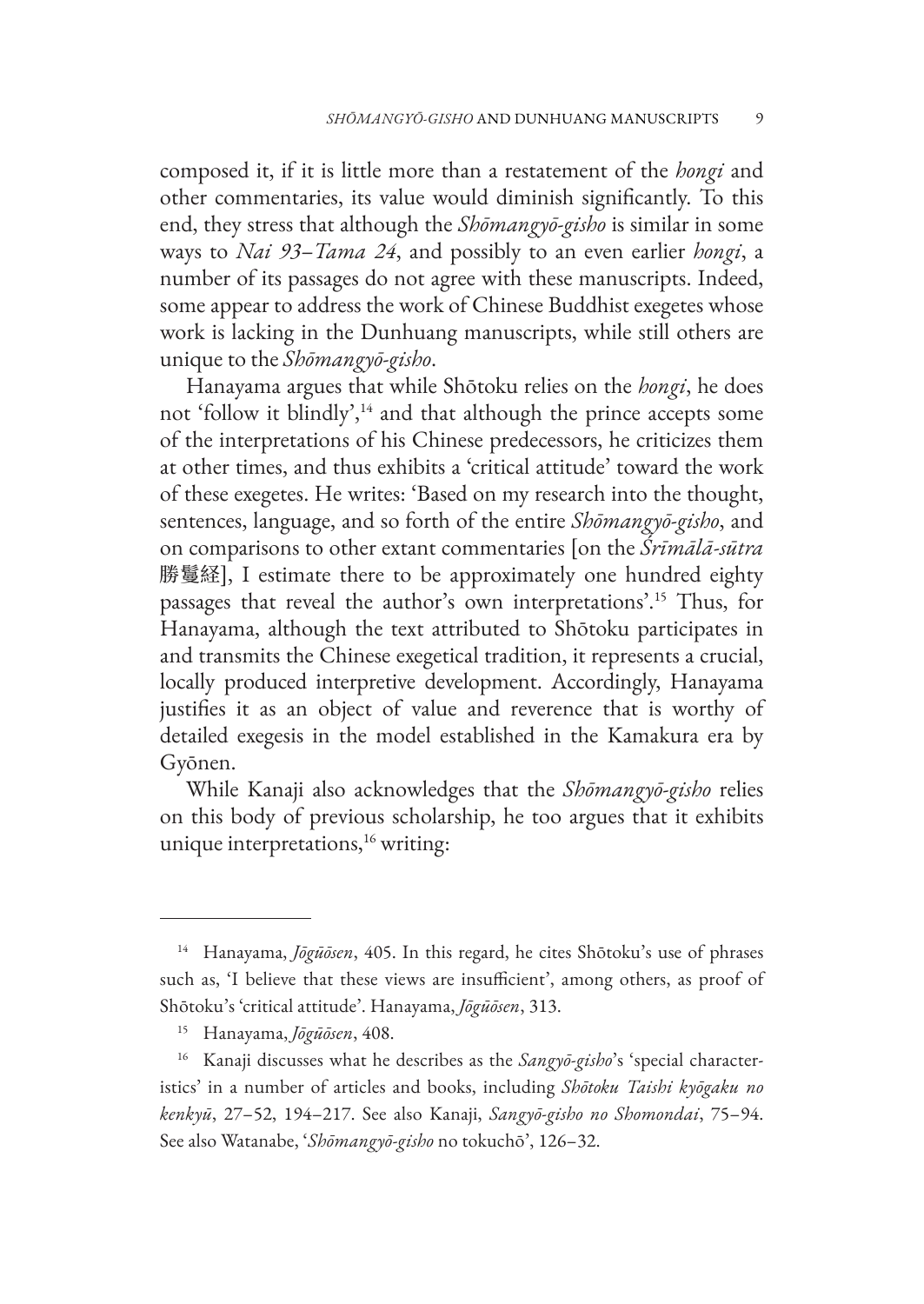composed it, if it is little more than a restatement of the *hongi* and other commentaries, its value would diminish significantly. To this end, they stress that although the *Shōmangyō-gisho* is similar in some ways to *Nai 93–Tama 24*, and possibly to an even earlier *hongi*, a number of its passages do not agree with these manuscripts. Indeed, some appear to address the work of Chinese Buddhist exegetes whose work is lacking in the Dunhuang manuscripts, while still others are unique to the *Shōmangyō-gisho*.

Hanayama argues that while Shōtoku relies on the *hongi*, he does not 'follow it blindly',[14] and that although the prince accepts some of the interpretations of his Chinese predecessors, he criticizes them at other times, and thus exhibits a 'critical attitude' toward the work of these exegetes. He writes: 'Based on my research into the thought, sentences, language, and so forth of the entire *Shōmangyō-gisho*, and on comparisons to other extant commentaries [on the *Śrīmālā-sūtra* 勝鬘経], I estimate there to be approximately one hundred eighty passages that reveal the author's own interpretations'.[15] Thus, for Hanayama, although the text attributed to Shōtoku participates in and transmits the Chinese exegetical tradition, it represents a crucial, locally produced interpretive development. Accordingly, Hanayama justifies it as an object of value and reverence that is worthy of detailed exegesis in the model established in the Kamakura era by Gyōnen.

While Kanaji also acknowledges that the *Shōmangyō-gisho* relies on this body of previous scholarship, he too argues that it exhibits unique interpretations,[16] writing:

---

[14] Hanayama, *Jōgūōsen*, 405. In this regard, he cites Shōtoku's use of phrases such as, 'I believe that these views are insufficient', among others, as proof of Shōtoku's 'critical attitude'. Hanayama, *Jōgūōsen*, 313.

[15] Hanayama, *Jōgūōsen*, 408.

[16] Kanaji discusses what he describes as the *Sangyō-gisho*'s 'special characteristics' in a number of articles and books, including *Shōtoku Taishi kyōgaku no kenkyū*, 27–52, 194–217. See also Kanaji, *Sangyō-gisho no Shomondai*, 75–94. See also Watanabe, '*Shōmangyō-gisho* no tokuchō', 126–32.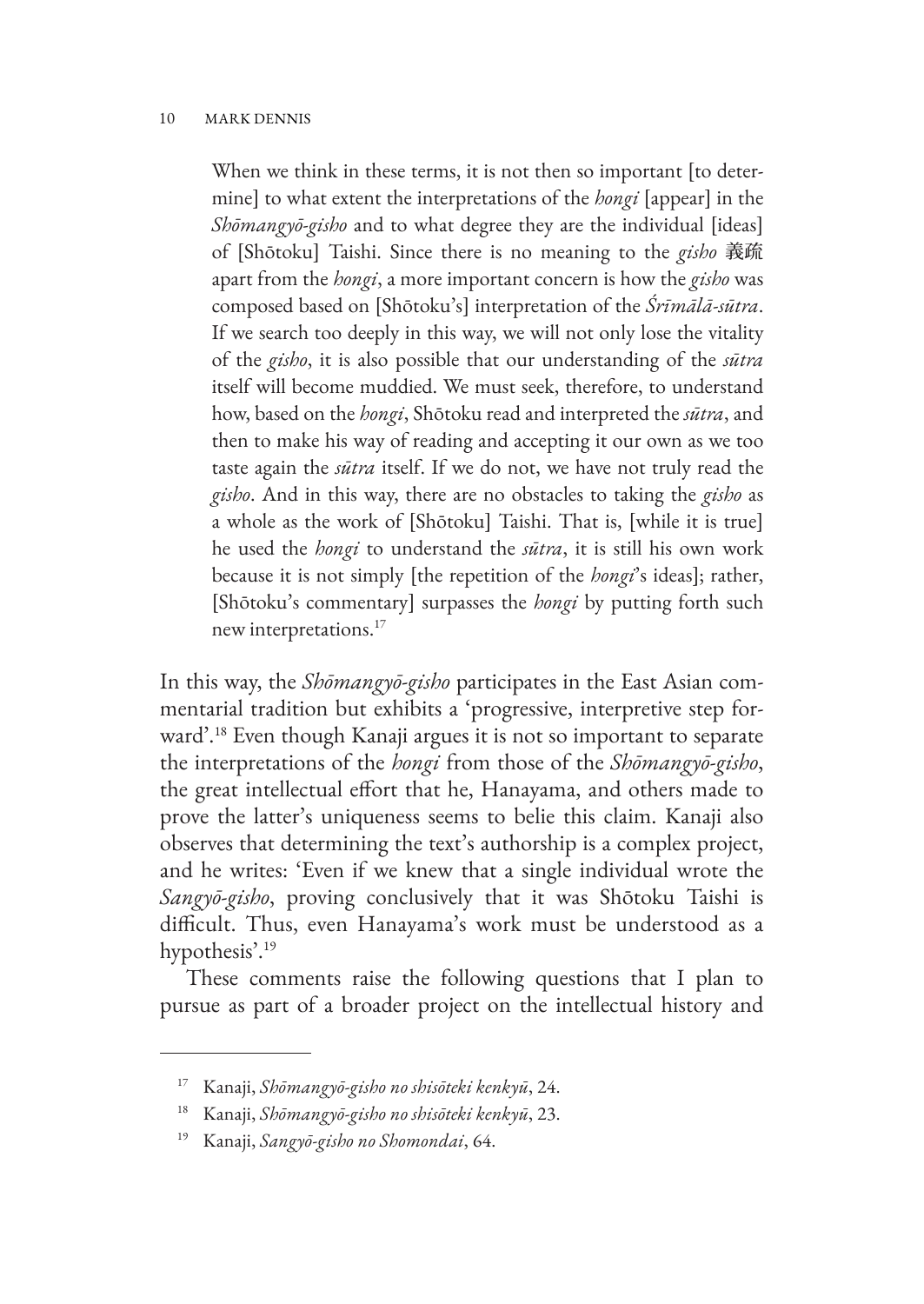> When we think in these terms, it is not then so important [to determine] to what extent the interpretations of the *hongi* [appear] in the *Shōmangyō-gisho* and to what degree they are the individual [ideas] of [Shōtoku] Taishi. Since there is no meaning to the *gisho* 義疏 apart from the *hongi*, a more important concern is how the *gisho* was composed based on [Shōtoku's] interpretation of the *Śrīmālā-sūtra*. If we search too deeply in this way, we will not only lose the vitality of the *gisho*, it is also possible that our understanding of the *sūtra* itself will become muddied. We must seek, therefore, to understand how, based on the *hongi*, Shōtoku read and interpreted the *sūtra*, and then to make his way of reading and accepting it our own as we too taste again the *sūtra* itself. If we do not, we have not truly read the *gisho*. And in this way, there are no obstacles to taking the *gisho* as a whole as the work of [Shōtoku] Taishi. That is, [while it is true] he used the *hongi* to understand the *sūtra*, it is still his own work because it is not simply [the repetition of the *hongi*'s ideas]; rather, [Shōtoku's commentary] surpasses the *hongi* by putting forth such new interpretations.[17]

In this way, the *Shōmangyō-gisho* participates in the East Asian commentarial tradition but exhibits a 'progressive, interpretive step forward'.[18] Even though Kanaji argues it is not so important to separate the interpretations of the *hongi* from those of the *Shōmangyō-gisho*, the great intellectual effort that he, Hanayama, and others made to prove the latter's uniqueness seems to belie this claim. Kanaji also observes that determining the text's authorship is a complex project, and he writes: 'Even if we knew that a single individual wrote the *Sangyō-gisho*, proving conclusively that it was Shōtoku Taishi is difficult. Thus, even Hanayama's work must be understood as a hypothesis'.[19]

These comments raise the following questions that I plan to pursue as part of a broader project on the intellectual history and

---

[17] Kanaji, *Shōmangyō-gisho no shisōteki kenkyū*, 24.

[18] Kanaji, *Shōmangyō-gisho no shisōteki kenkyū*, 23.

[19] Kanaji, *Sangyō-gisho no Shomondai*, 64.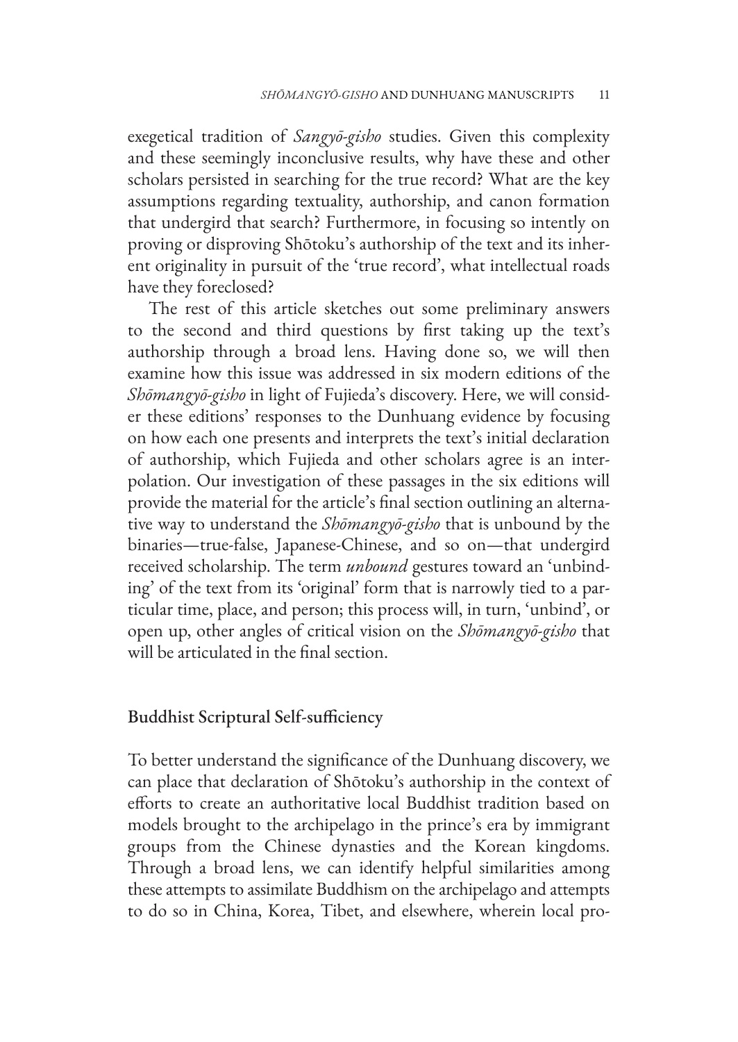exegetical tradition of *Sangyō-gisho* studies. Given this complexity and these seemingly inconclusive results, why have these and other scholars persisted in searching for the true record? What are the key assumptions regarding textuality, authorship, and canon formation that undergird that search? Furthermore, in focusing so intently on proving or disproving Shōtoku's authorship of the text and its inherent originality in pursuit of the 'true record', what intellectual roads have they foreclosed?

The rest of this article sketches out some preliminary answers to the second and third questions by first taking up the text's authorship through a broad lens. Having done so, we will then examine how this issue was addressed in six modern editions of the *Shōmangyō-gisho* in light of Fujieda's discovery. Here, we will consider these editions' responses to the Dunhuang evidence by focusing on how each one presents and interprets the text's initial declaration of authorship, which Fujieda and other scholars agree is an interpolation. Our investigation of these passages in the six editions will provide the material for the article's final section outlining an alternative way to understand the *Shōmangyō-gisho* that is unbound by the binaries—true-false, Japanese-Chinese, and so on—that undergird received scholarship. The term *unbound* gestures toward an 'unbinding' of the text from its 'original' form that is narrowly tied to a particular time, place, and person; this process will, in turn, 'unbind', or open up, other angles of critical vision on the *Shōmangyō-gisho* that will be articulated in the final section.

## Buddhist Scriptural Self-sufficiency

To better understand the significance of the Dunhuang discovery, we can place that declaration of Shōtoku's authorship in the context of efforts to create an authoritative local Buddhist tradition based on models brought to the archipelago in the prince's era by immigrant groups from the Chinese dynasties and the Korean kingdoms. Through a broad lens, we can identify helpful similarities among these attempts to assimilate Buddhism on the archipelago and attempts to do so in China, Korea, Tibet, and elsewhere, wherein local pro-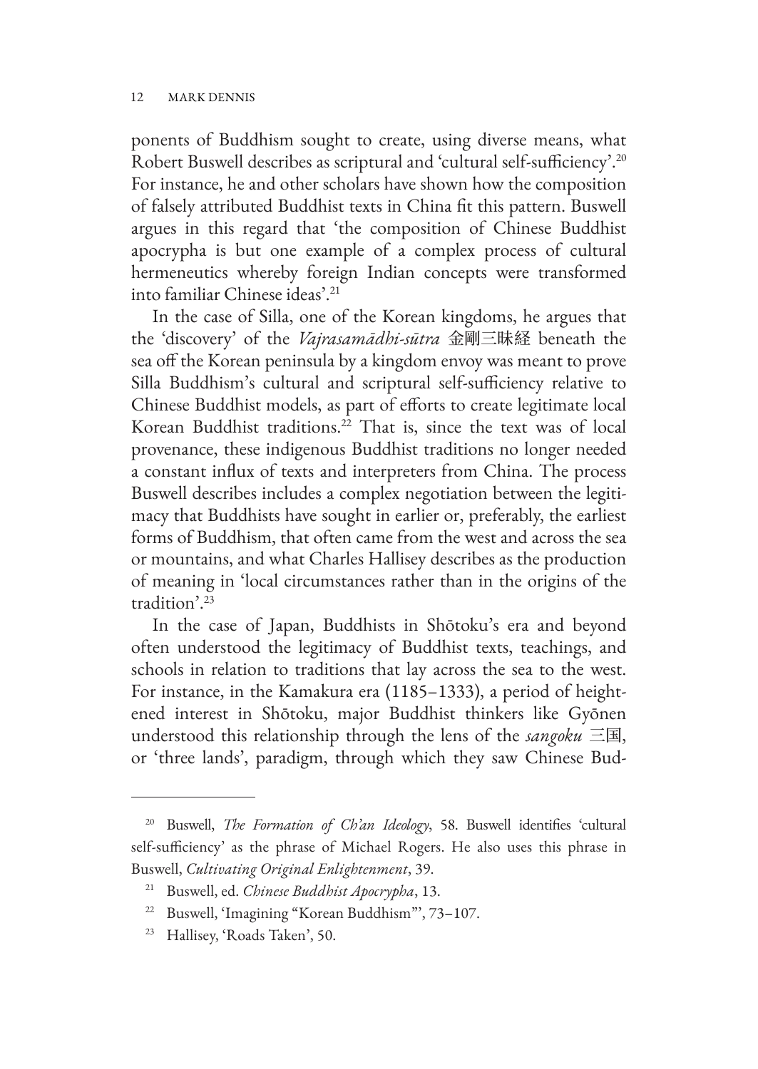ponents of Buddhism sought to create, using diverse means, what Robert Buswell describes as scriptural and 'cultural self-sufficiency'.[20] For instance, he and other scholars have shown how the composition of falsely attributed Buddhist texts in China fit this pattern. Buswell argues in this regard that 'the composition of Chinese Buddhist apocrypha is but one example of a complex process of cultural hermeneutics whereby foreign Indian concepts were transformed into familiar Chinese ideas'.[21]

In the case of Silla, one of the Korean kingdoms, he argues that the 'discovery' of the *Vajrasamādhi-sūtra* 金剛三昧経 beneath the sea off the Korean peninsula by a kingdom envoy was meant to prove Silla Buddhism's cultural and scriptural self-sufficiency relative to Chinese Buddhist models, as part of efforts to create legitimate local Korean Buddhist traditions.[22] That is, since the text was of local provenance, these indigenous Buddhist traditions no longer needed a constant influx of texts and interpreters from China. The process Buswell describes includes a complex negotiation between the legitimacy that Buddhists have sought in earlier or, preferably, the earliest forms of Buddhism, that often came from the west and across the sea or mountains, and what Charles Hallisey describes as the production of meaning in 'local circumstances rather than in the origins of the tradition'.[23]

In the case of Japan, Buddhists in Shōtoku's era and beyond often understood the legitimacy of Buddhist texts, teachings, and schools in relation to traditions that lay across the sea to the west. For instance, in the Kamakura era (1185–1333), a period of heightened interest in Shōtoku, major Buddhist thinkers like Gyōnen understood this relationship through the lens of the *sangoku* 三国, or 'three lands', paradigm, through which they saw Chinese Bud-

---

[20] Buswell, *The Formation of Ch'an Ideology*, 58. Buswell identifies 'cultural self-sufficiency' as the phrase of Michael Rogers. He also uses this phrase in Buswell, *Cultivating Original Enlightenment*, 39.

[21] Buswell, ed. *Chinese Buddhist Apocrypha*, 13.

[22] Buswell, 'Imagining "Korean Buddhism"', 73–107.

[23] Hallisey, 'Roads Taken', 50.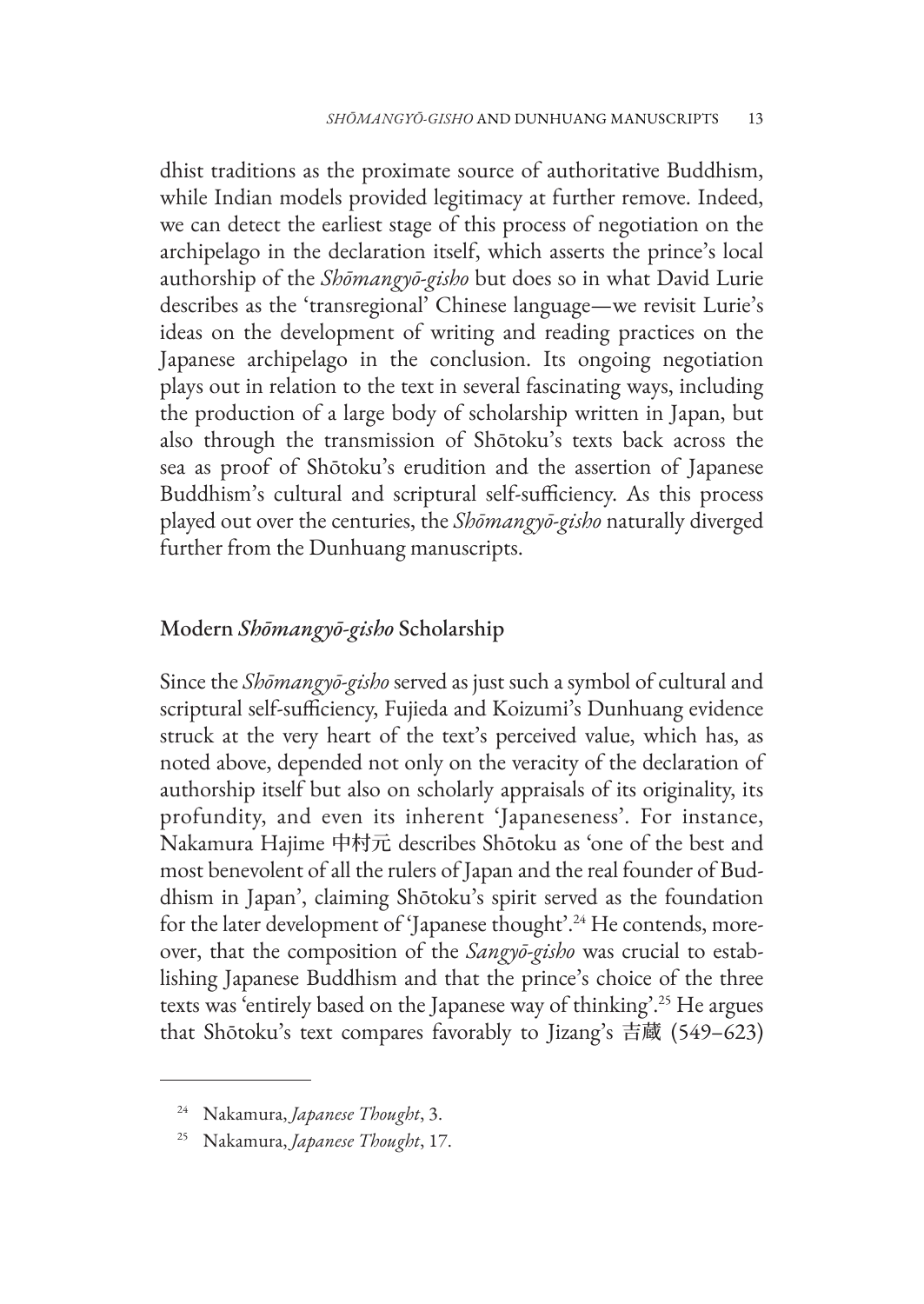dhist traditions as the proximate source of authoritative Buddhism, while Indian models provided legitimacy at further remove. Indeed, we can detect the earliest stage of this process of negotiation on the archipelago in the declaration itself, which asserts the prince's local authorship of the *Shōmangyō-gisho* but does so in what David Lurie describes as the 'transregional' Chinese language—we revisit Lurie's ideas on the development of writing and reading practices on the Japanese archipelago in the conclusion. Its ongoing negotiation plays out in relation to the text in several fascinating ways, including the production of a large body of scholarship written in Japan, but also through the transmission of Shōtoku's texts back across the sea as proof of Shōtoku's erudition and the assertion of Japanese Buddhism's cultural and scriptural self-sufficiency. As this process played out over the centuries, the *Shōmangyō-gisho* naturally diverged further from the Dunhuang manuscripts.

## Modern *Shōmangyō-gisho* Scholarship

Since the *Shōmangyō-gisho* served as just such a symbol of cultural and scriptural self-sufficiency, Fujieda and Koizumi's Dunhuang evidence struck at the very heart of the text's perceived value, which has, as noted above, depended not only on the veracity of the declaration of authorship itself but also on scholarly appraisals of its originality, its profundity, and even its inherent 'Japaneseness'. For instance, Nakamura Hajime 中村元 describes Shōtoku as 'one of the best and most benevolent of all the rulers of Japan and the real founder of Buddhism in Japan', claiming Shōtoku's spirit served as the foundation for the later development of 'Japanese thought'.[24] He contends, moreover, that the composition of the *Sangyō-gisho* was crucial to establishing Japanese Buddhism and that the prince's choice of the three texts was 'entirely based on the Japanese way of thinking'.[25] He argues that Shōtoku's text compares favorably to Jizang's 吉蔵 (549–623)

---

[24] Nakamura, *Japanese Thought*, 3.

[25] Nakamura, *Japanese Thought*, 17.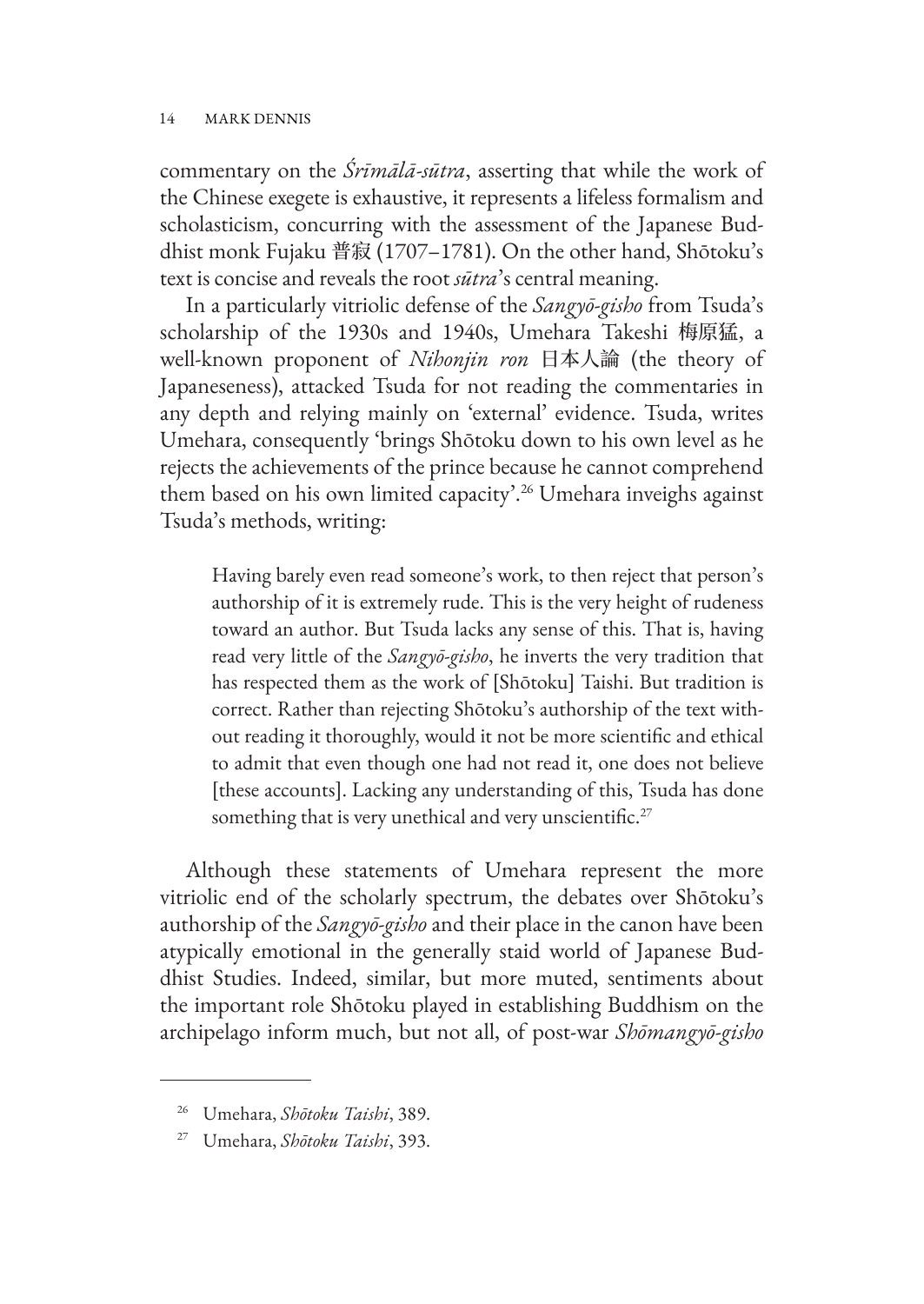commentary on the *Śrīmālā-sūtra*, asserting that while the work of the Chinese exegete is exhaustive, it represents a lifeless formalism and scholasticism, concurring with the assessment of the Japanese Buddhist monk Fujaku 普寂 (1707–1781). On the other hand, Shōtoku's text is concise and reveals the root *sūtra*'s central meaning.

In a particularly vitriolic defense of the *Sangyō-gisho* from Tsuda's scholarship of the 1930s and 1940s, Umehara Takeshi 梅原猛, a well-known proponent of *Nihonjin ron* 日本人論 (the theory of Japaneseness), attacked Tsuda for not reading the commentaries in any depth and relying mainly on 'external' evidence. Tsuda, writes Umehara, consequently 'brings Shōtoku down to his own level as he rejects the achievements of the prince because he cannot comprehend them based on his own limited capacity'.[26] Umehara inveighs against Tsuda's methods, writing:

> Having barely even read someone's work, to then reject that person's authorship of it is extremely rude. This is the very height of rudeness toward an author. But Tsuda lacks any sense of this. That is, having read very little of the *Sangyō-gisho*, he inverts the very tradition that has respected them as the work of [Shōtoku] Taishi. But tradition is correct. Rather than rejecting Shōtoku's authorship of the text without reading it thoroughly, would it not be more scientific and ethical to admit that even though one had not read it, one does not believe [these accounts]. Lacking any understanding of this, Tsuda has done something that is very unethical and very unscientific.[27]

Although these statements of Umehara represent the more vitriolic end of the scholarly spectrum, the debates over Shōtoku's authorship of the *Sangyō-gisho* and their place in the canon have been atypically emotional in the generally staid world of Japanese Buddhist Studies. Indeed, similar, but more muted, sentiments about the important role Shōtoku played in establishing Buddhism on the archipelago inform much, but not all, of post-war *Shōmangyō-gisho*

---

[26] Umehara, *Shōtoku Taishi*, 389.

[27] Umehara, *Shōtoku Taishi*, 393.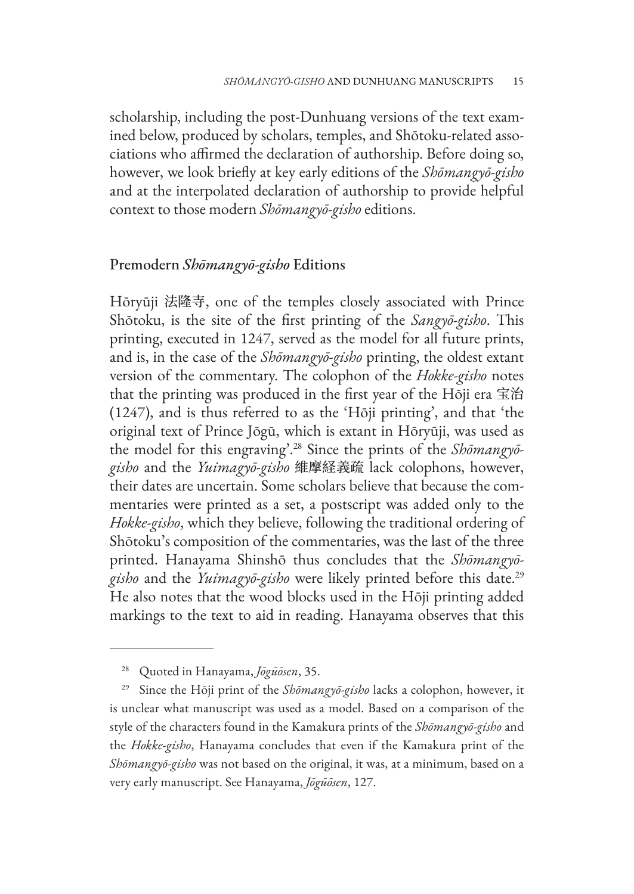scholarship, including the post-Dunhuang versions of the text examined below, produced by scholars, temples, and Shōtoku-related associations who affirmed the declaration of authorship. Before doing so, however, we look briefly at key early editions of the *Shōmangyō-gisho* and at the interpolated declaration of authorship to provide helpful context to those modern *Shōmangyō-gisho* editions.

## Premodern *Shōmangyō-gisho* Editions

Hōryūji 法隆寺, one of the temples closely associated with Prince Shōtoku, is the site of the first printing of the *Sangyō-gisho*. This printing, executed in 1247, served as the model for all future prints, and is, in the case of the *Shōmangyō-gisho* printing, the oldest extant version of the commentary. The colophon of the *Hokke-gisho* notes that the printing was produced in the first year of the Hōji era 宝治 (1247), and is thus referred to as the 'Hōji printing', and that 'the original text of Prince Jōgū, which is extant in Hōryūji, was used as the model for this engraving'.[28] Since the prints of the *Shōmangyō-gisho* and the *Yuimagyō-gisho* 維摩経義疏 lack colophons, however, their dates are uncertain. Some scholars believe that because the commentaries were printed as a set, a postscript was added only to the *Hokke-gisho*, which they believe, following the traditional ordering of Shōtoku's composition of the commentaries, was the last of the three printed. Hanayama Shinshō thus concludes that the *Shōmangyō-gisho* and the *Yuimagyō-gisho* were likely printed before this date.[29] He also notes that the wood blocks used in the Hōji printing added markings to the text to aid in reading. Hanayama observes that this

---

[28] Quoted in Hanayama, *Jōgūōsen*, 35.

[29] Since the Hōji print of the *Shōmangyō-gisho* lacks a colophon, however, it is unclear what manuscript was used as a model. Based on a comparison of the style of the characters found in the Kamakura prints of the *Shōmangyō-gisho* and the *Hokke-gisho*, Hanayama concludes that even if the Kamakura print of the *Shōmangyō-gisho* was not based on the original, it was, at a minimum, based on a very early manuscript. See Hanayama, *Jōgūōsen*, 127.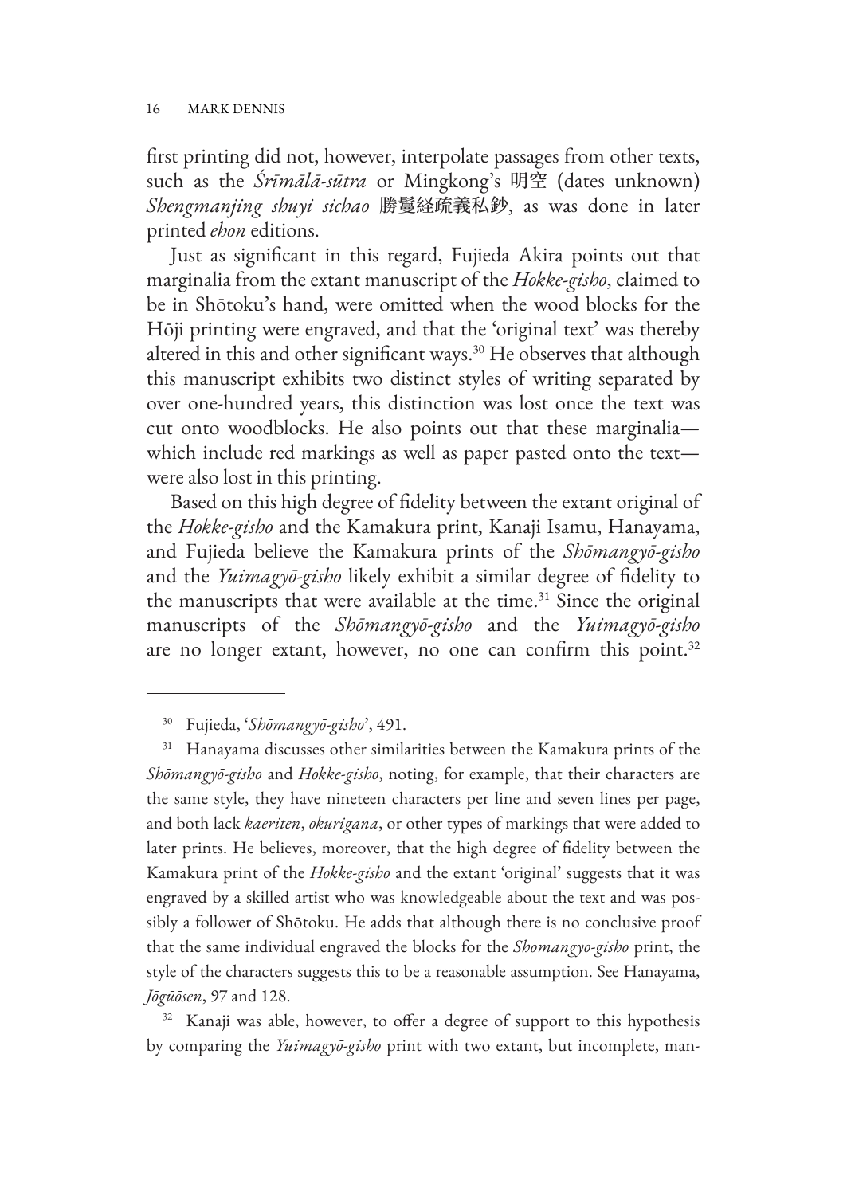first printing did not, however, interpolate passages from other texts, such as the *Śrīmālā-sūtra* or Mingkong's 明空 (dates unknown) *Shengmanjing shuyi sichao* 勝鬘経疏義私鈔, as was done in later printed *ehon* editions.

Just as significant in this regard, Fujieda Akira points out that marginalia from the extant manuscript of the *Hokke-gisho*, claimed to be in Shōtoku's hand, were omitted when the wood blocks for the Hōji printing were engraved, and that the 'original text' was thereby altered in this and other significant ways.[30] He observes that although this manuscript exhibits two distinct styles of writing separated by over one-hundred years, this distinction was lost once the text was cut onto woodblocks. He also points out that these marginalia—which include red markings as well as paper pasted onto the text—were also lost in this printing.

Based on this high degree of fidelity between the extant original of the *Hokke-gisho* and the Kamakura print, Kanaji Isamu, Hanayama, and Fujieda believe the Kamakura prints of the *Shōmangyō-gisho* and the *Yuimagyō-gisho* likely exhibit a similar degree of fidelity to the manuscripts that were available at the time.[31] Since the original manuscripts of the *Shōmangyō-gisho* and the *Yuimagyō-gisho* are no longer extant, however, no one can confirm this point.[32]

---

[30] Fujieda, '*Shōmangyō-gisho*', 491.

[31] Hanayama discusses other similarities between the Kamakura prints of the *Shōmangyō-gisho* and *Hokke-gisho*, noting, for example, that their characters are the same style, they have nineteen characters per line and seven lines per page, and both lack *kaeriten*, *okurigana*, or other types of markings that were added to later prints. He believes, moreover, that the high degree of fidelity between the Kamakura print of the *Hokke-gisho* and the extant 'original' suggests that it was engraved by a skilled artist who was knowledgeable about the text and was possibly a follower of Shōtoku. He adds that although there is no conclusive proof that the same individual engraved the blocks for the *Shōmangyō-gisho* print, the style of the characters suggests this to be a reasonable assumption. See Hanayama, *Jōgūōsen*, 97 and 128.

[32] Kanaji was able, however, to offer a degree of support to this hypothesis by comparing the *Yuimagyō-gisho* print with two extant, but incomplete, man-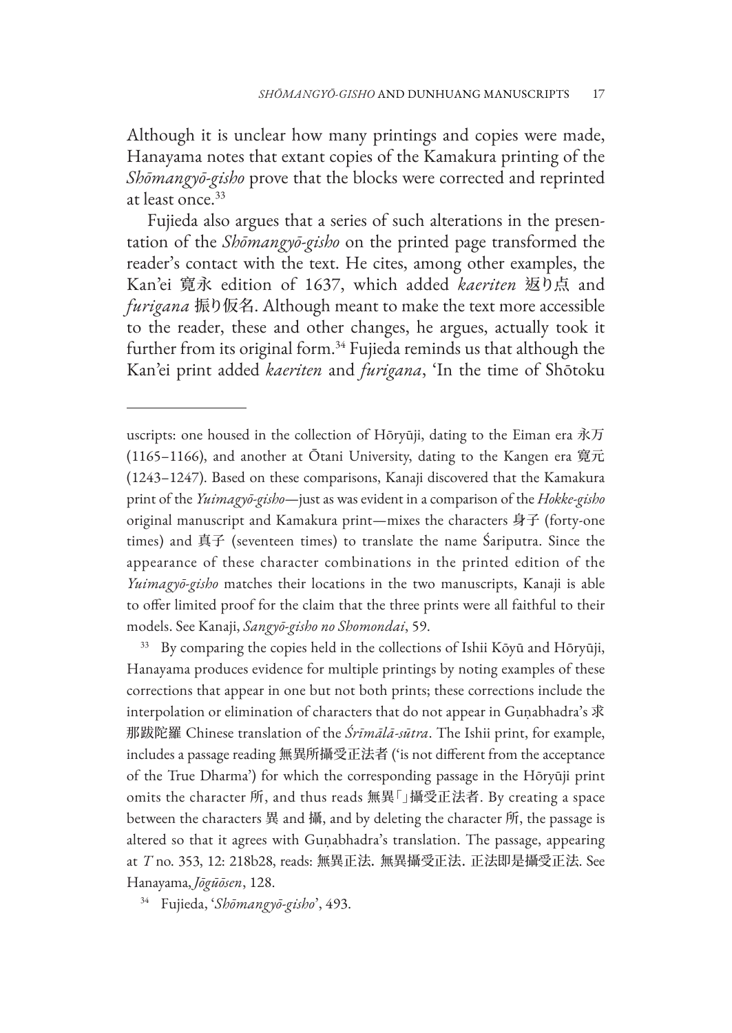Although it is unclear how many printings and copies were made, Hanayama notes that extant copies of the Kamakura printing of the *Shōmangyō-gisho* prove that the blocks were corrected and reprinted at least once.[33]

Fujieda also argues that a series of such alterations in the presentation of the *Shōmangyō-gisho* on the printed page transformed the reader's contact with the text. He cites, among other examples, the Kan'ei 寛永 edition of 1637, which added *kaeriten* 返り点 and *furigana* 振り仮名. Although meant to make the text more accessible to the reader, these and other changes, he argues, actually took it further from its original form.[34] Fujieda reminds us that although the Kan'ei print added *kaeriten* and *furigana*, 'In the time of Shōtoku

---

uscripts: one housed in the collection of Hōryūji, dating to the Eiman era 永万 (1165–1166), and another at Ōtani University, dating to the Kangen era 寛元 (1243–1247). Based on these comparisons, Kanaji discovered that the Kamakura print of the *Yuimagyō-gisho*—just as was evident in a comparison of the *Hokke-gisho* original manuscript and Kamakura print—mixes the characters 身子 (forty-one times) and 真子 (seventeen times) to translate the name Śariputra. Since the appearance of these character combinations in the printed edition of the *Yuimagyō-gisho* matches their locations in the two manuscripts, Kanaji is able to offer limited proof for the claim that the three prints were all faithful to their models. See Kanaji, *Sangyō-gisho no Shomondai*, 59.

[33] By comparing the copies held in the collections of Ishii Kōyū and Hōryūji, Hanayama produces evidence for multiple printings by noting examples of these corrections that appear in one but not both prints; these corrections include the interpolation or elimination of characters that do not appear in Guṇabhadra's 求那跋陀羅 Chinese translation of the *Śrīmālā-sūtra*. The Ishii print, for example, includes a passage reading 無異所攝受正法者 ('is not different from the acceptance of the True Dharma') for which the corresponding passage in the Hōryūji print omits the character 所, and thus reads 無異「」攝受正法者. By creating a space between the characters 異 and 攝, and by deleting the character 所, the passage is altered so that it agrees with Guṇabhadra's translation. The passage, appearing at *T* no. 353, 12: 218b28, reads: 無異正法. 無異攝受正法. 正法即是攝受正法. See Hanayama, *Jōgūōsen*, 128.

[34] Fujieda, '*Shōmangyō-gisho*', 493.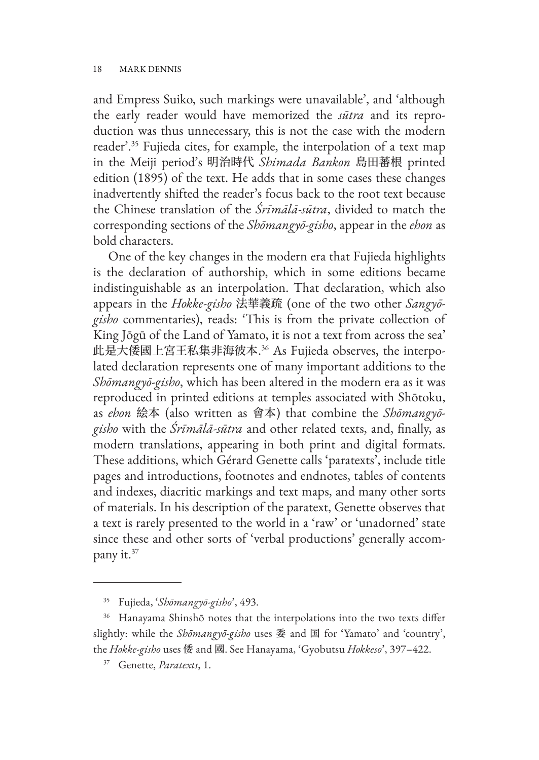and Empress Suiko, such markings were unavailable', and 'although the early reader would have memorized the *sūtra* and its reproduction was thus unnecessary, this is not the case with the modern reader'.[35] Fujieda cites, for example, the interpolation of a text map in the Meiji period's 明治時代 *Shimada Bankon* 島田蕃根 printed edition (1895) of the text. He adds that in some cases these changes inadvertently shifted the reader's focus back to the root text because the Chinese translation of the *Śrīmālā-sūtra*, divided to match the corresponding sections of the *Shōmangyō-gisho*, appear in the *ehon* as bold characters.

One of the key changes in the modern era that Fujieda highlights is the declaration of authorship, which in some editions became indistinguishable as an interpolation. That declaration, which also appears in the *Hokke-gisho* 法華義疏 (one of the two other *Sangyō-gisho* commentaries), reads: 'This is from the private collection of King Jōgū of the Land of Yamato, it is not a text from across the sea' 此是大倭國上宮王私集非海彼本.[36] As Fujieda observes, the interpolated declaration represents one of many important additions to the *Shōmangyō-gisho*, which has been altered in the modern era as it was reproduced in printed editions at temples associated with Shōtoku, as *ehon* 絵本 (also written as 會本) that combine the *Shōmangyō-gisho* with the *Śrīmālā-sūtra* and other related texts, and, finally, as modern translations, appearing in both print and digital formats. These additions, which Gérard Genette calls 'paratexts', include title pages and introductions, footnotes and endnotes, tables of contents and indexes, diacritic markings and text maps, and many other sorts of materials. In his description of the paratext, Genette observes that a text is rarely presented to the world in a 'raw' or 'unadorned' state since these and other sorts of 'verbal productions' generally accompany it.[37]

---

[35] Fujieda, '*Shōmangyō-gisho*', 493.

[36] Hanayama Shinshō notes that the interpolations into the two texts differ slightly: while the *Shōmangyō-gisho* uses 委 and 国 for 'Yamato' and 'country', the *Hokke-gisho* uses 倭 and 國. See Hanayama, 'Gyobutsu *Hokkeso*', 397–422.

[37] Genette, *Paratexts*, 1.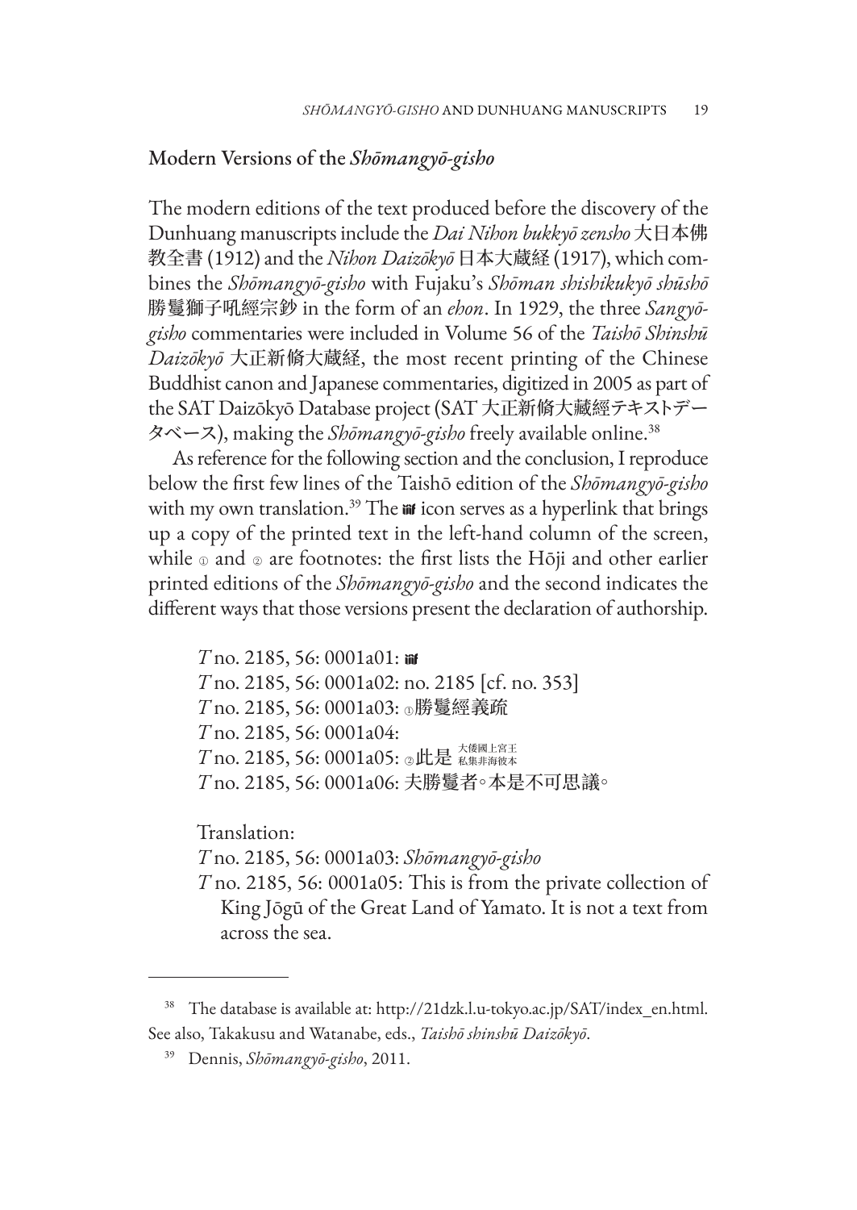## Modern Versions of the *Shōmangyō-gisho*

The modern editions of the text produced before the discovery of the Dunhuang manuscripts include the *Dai Nihon bukkyō zensho* 大日本佛教全書 (1912) and the *Nihon Daizōkyō* 日本大蔵経 (1917), which combines the *Shōmangyō-gisho* with Fujaku's *Shōman shishikukyō shūshō* 勝鬘獅子吼經宗鈔 in the form of an *ehon*. In 1929, the three *Sangyō-gisho* commentaries were included in Volume 56 of the *Taishō Shinshū Daizōkyō* 大正新脩大蔵経, the most recent printing of the Chinese Buddhist canon and Japanese commentaries, digitized in 2005 as part of the SAT Daizōkyō Database project (SAT 大正新脩大藏經テキストデータベース), making the *Shōmangyō-gisho* freely available online.[38]

As reference for the following section and the conclusion, I reproduce below the first few lines of the Taishō edition of the *Shōmangyō-gisho* with my own translation.[39] The 📖 icon serves as a hyperlink that brings up a copy of the printed text in the left-hand column of the screen, while ① and ② are footnotes: the first lists the Hōji and other earlier printed editions of the *Shōmangyō-gisho* and the second indicates the different ways that those versions present the declaration of authorship.

> *T* no. 2185, 56: 0001a01: 📖
> *T* no. 2185, 56: 0001a02: no. 2185 [cf. no. 353]
> *T* no. 2185, 56: 0001a03: ①勝鬘經義疏
> *T* no. 2185, 56: 0001a04:
> *T* no. 2185, 56: 0001a05: ②此是 大倭國上宮王 私集非海彼本
> *T* no. 2185, 56: 0001a06: 夫勝鬘者◦本是不可思議◦
>
> Translation:
> *T* no. 2185, 56: 0001a03: *Shōmangyō-gisho*
> *T* no. 2185, 56: 0001a05: This is from the private collection of King Jōgū of the Great Land of Yamato. It is not a text from across the sea.

---

[38] The database is available at: http://21dzk.l.u-tokyo.ac.jp/SAT/index_en.html. See also, Takakusu and Watanabe, eds., *Taishō shinshū Daizōkyō*.

[39] Dennis, *Shōmangyō-gisho*, 2011.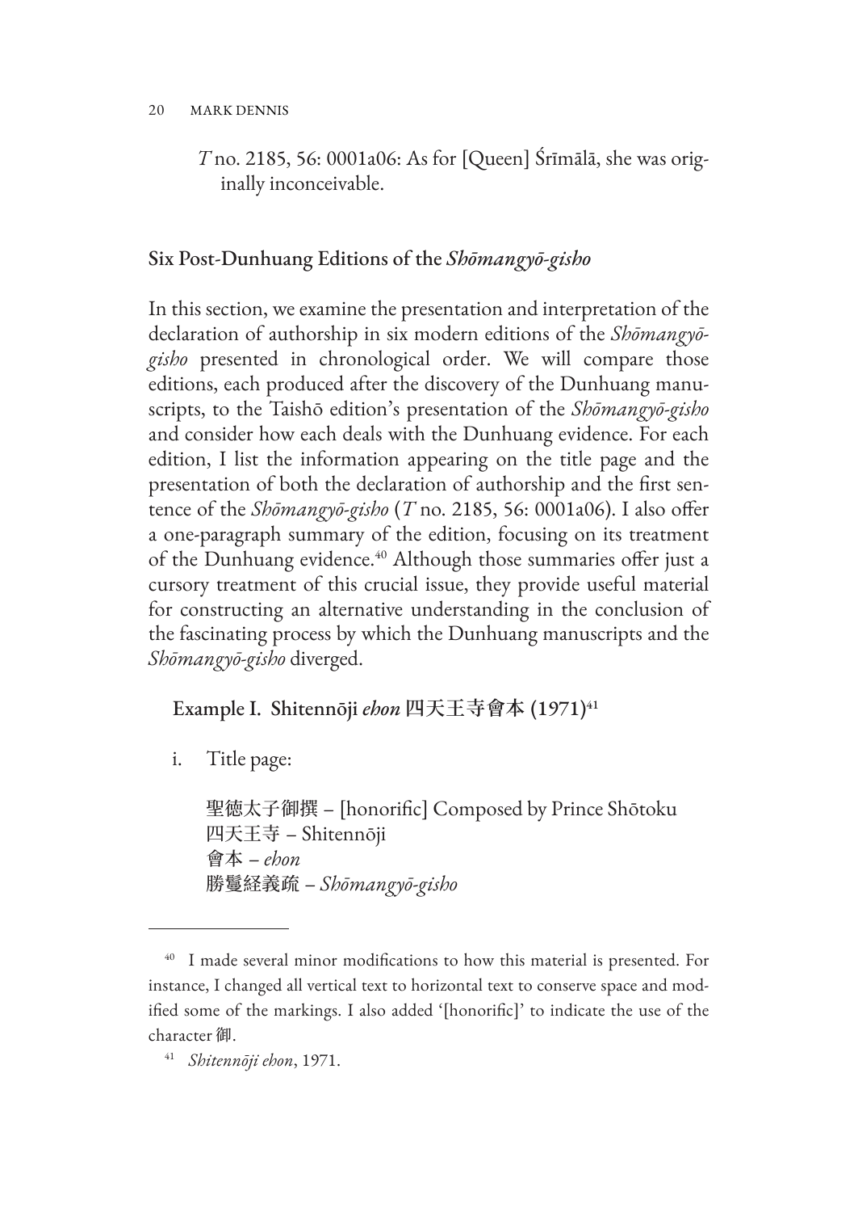*T* no. 2185, 56: 0001a06: As for [Queen] Śrīmālā, she was originally inconceivable.

## Six Post-Dunhuang Editions of the *Shōmangyō-gisho*

In this section, we examine the presentation and interpretation of the declaration of authorship in six modern editions of the *Shōmangyō-gisho* presented in chronological order. We will compare those editions, each produced after the discovery of the Dunhuang manuscripts, to the Taishō edition's presentation of the *Shōmangyō-gisho* and consider how each deals with the Dunhuang evidence. For each edition, I list the information appearing on the title page and the presentation of both the declaration of authorship and the first sentence of the *Shōmangyō-gisho* (*T* no. 2185, 56: 0001a06). I also offer a one-paragraph summary of the edition, focusing on its treatment of the Dunhuang evidence.[40] Although those summaries offer just a cursory treatment of this crucial issue, they provide useful material for constructing an alternative understanding in the conclusion of the fascinating process by which the Dunhuang manuscripts and the *Shōmangyō-gisho* diverged.

### Example I. Shitennōji *ehon* 四天王寺會本 (1971)[41]

i. Title page:

   聖徳太子御撰 – [honorific] Composed by Prince Shōtoku
   四天王寺 – Shitennōji
   會本 – *ehon*
   勝鬘経義疏 – *Shōmangyō-gisho*

---

[40] I made several minor modifications to how this material is presented. For instance, I changed all vertical text to horizontal text to conserve space and modified some of the markings. I also added '[honorific]' to indicate the use of the character 御.

[41] *Shitennōji ehon*, 1971.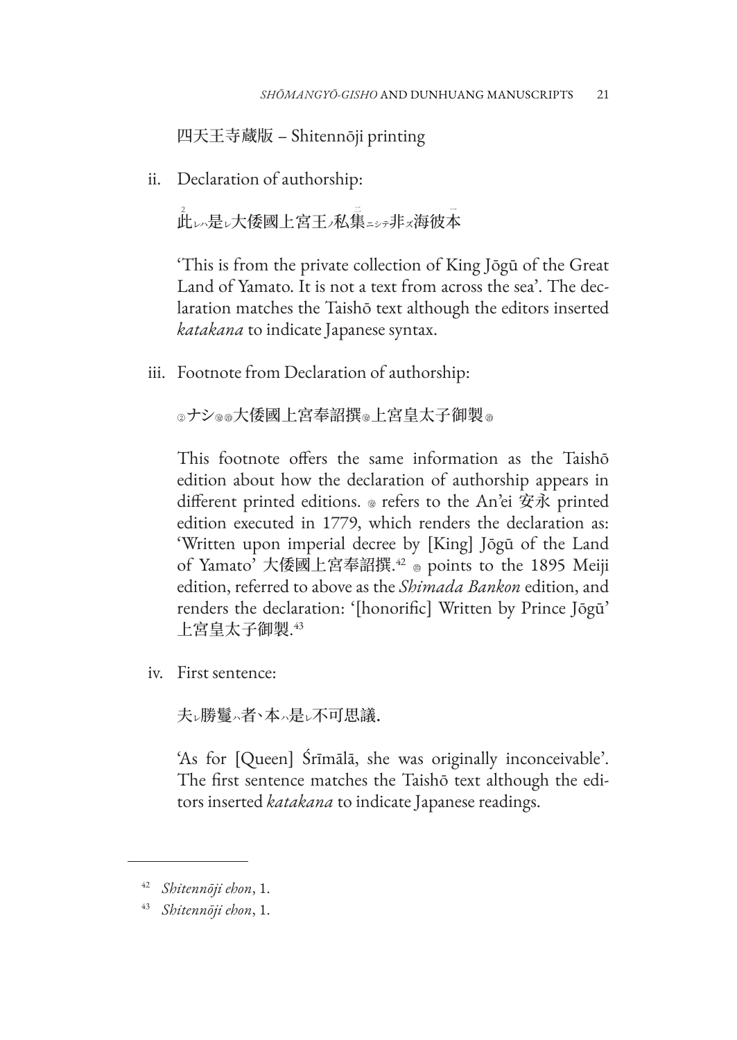四天王寺蔵版 – Shitennōji printing

ii. Declaration of authorship:

此レハ是レ大倭國上宮王ノ私集ニシテ非ス海彼本

'This is from the private collection of King Jōgū of the Great Land of Yamato. It is not a text from across the sea'. The declaration matches the Taishō text although the editors inserted *katakana* to indicate Japanese syntax.

iii. Footnote from Declaration of authorship:

②ナシ㊥㊞大倭國上宮奉詔撰㊥上宮皇太子御製㊞

This footnote offers the same information as the Taishō edition about how the declaration of authorship appears in different printed editions. ㊥ refers to the An'ei 安永 printed edition executed in 1779, which renders the declaration as: 'Written upon imperial decree by [King] Jōgū of the Land of Yamato' 大倭國上宮奉詔撰.[42] ㊞ points to the 1895 Meiji edition, referred to above as the *Shimada Bankon* edition, and renders the declaration: '[honorific] Written by Prince Jōgū' 上宮皇太子御製.[43]

iv. First sentence:

夫レ勝鬘ハ者、本ハ是レ不可思議.

'As for [Queen] Śrīmālā, she was originally inconceivable'. The first sentence matches the Taishō text although the editors inserted *katakana* to indicate Japanese readings.

---

[42] *Shitennōji ehon*, 1.

[43] *Shitennōji ehon*, 1.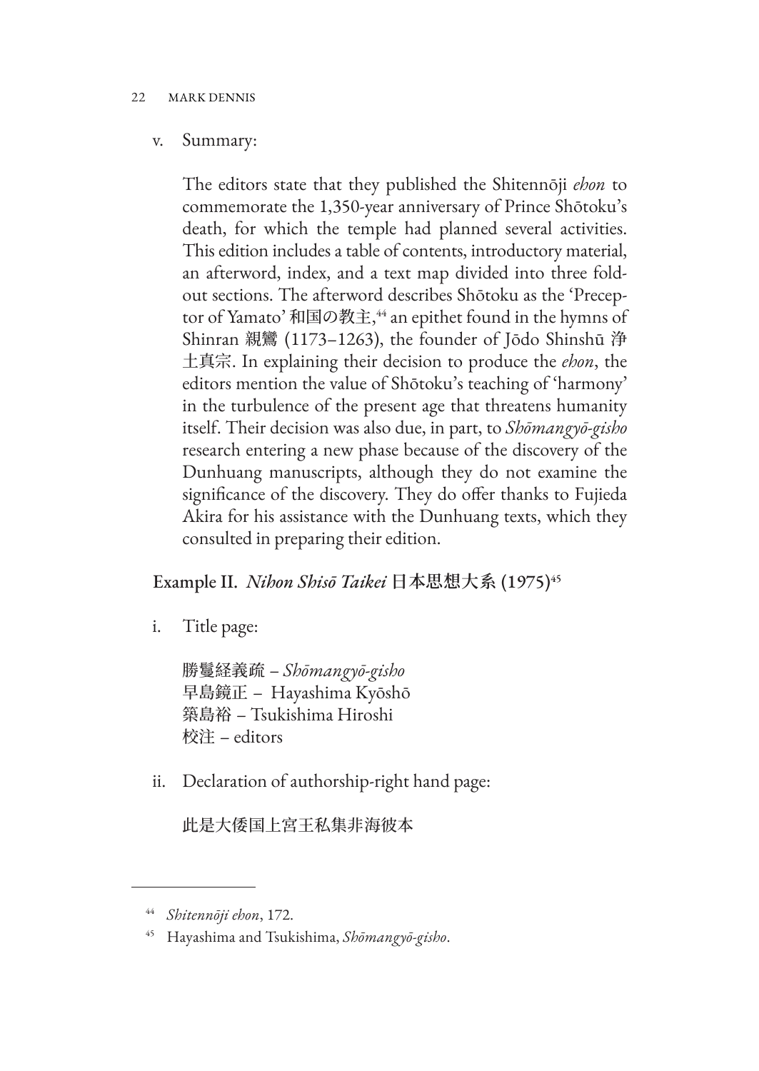v. Summary:

The editors state that they published the Shitennōji *ehon* to commemorate the 1,350-year anniversary of Prince Shōtoku's death, for which the temple had planned several activities. This edition includes a table of contents, introductory material, an afterword, index, and a text map divided into three fold-out sections. The afterword describes Shōtoku as the 'Preceptor of Yamato' 和国の教主,[44] an epithet found in the hymns of Shinran 親鸞 (1173–1263), the founder of Jōdo Shinshū 浄土真宗. In explaining their decision to produce the *ehon*, the editors mention the value of Shōtoku's teaching of 'harmony' in the turbulence of the present age that threatens humanity itself. Their decision was also due, in part, to *Shōmangyō-gisho* research entering a new phase because of the discovery of the Dunhuang manuscripts, although they do not examine the significance of the discovery. They do offer thanks to Fujieda Akira for his assistance with the Dunhuang texts, which they consulted in preparing their edition.

## Example II. *Nihon Shisō Taikei* 日本思想大系 (1975)[45]

i. Title page:

勝鬘経義疏 – *Shōmangyō-gisho*
早島鏡正 – Hayashima Kyōshō
築島裕 – Tsukishima Hiroshi
校注 – editors

ii. Declaration of authorship-right hand page:

此是大倭国上宮王私集非海彼本

---

[44] *Shitennōji ehon*, 172.

[45] Hayashima and Tsukishima, *Shōmangyō-gisho*.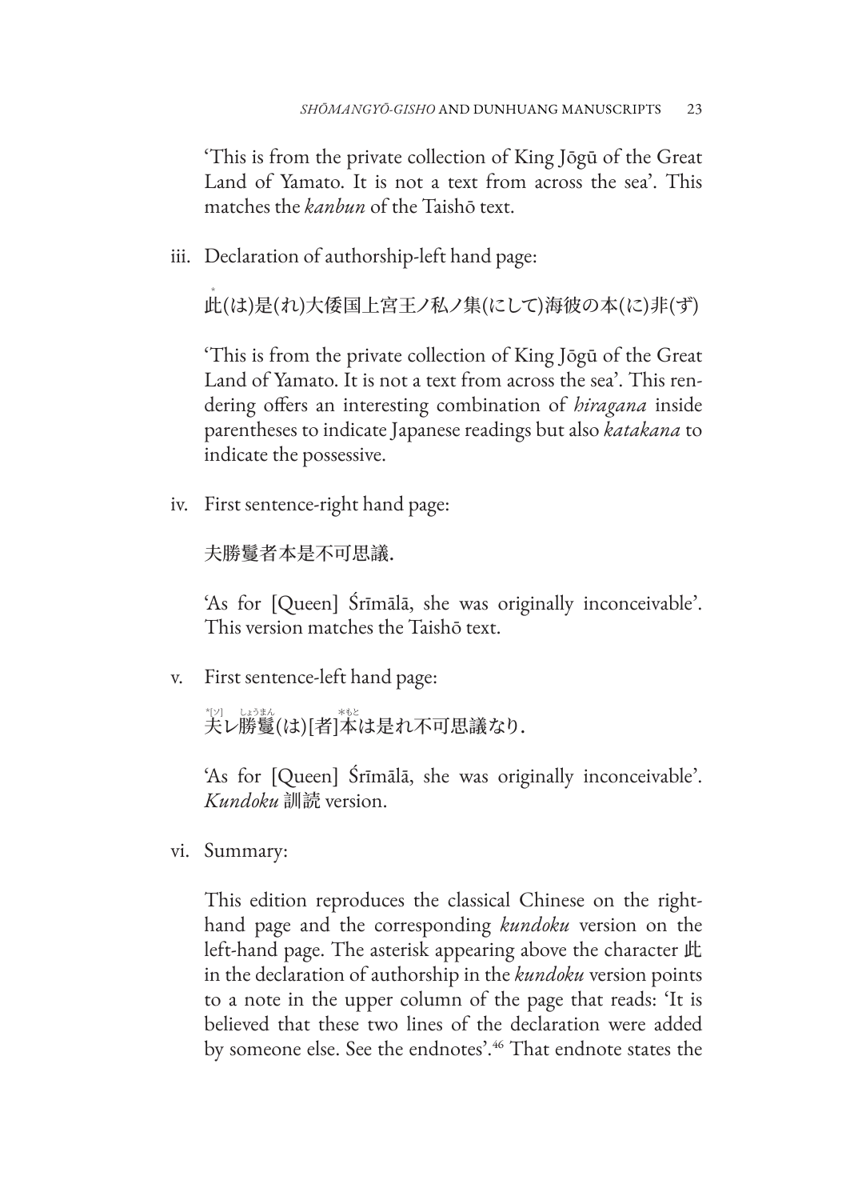'This is from the private collection of King Jōgū of the Great Land of Yamato. It is not a text from across the sea'. This matches the *kanbun* of the Taishō text.

iii. Declaration of authorship-left hand page:

 *此(は)是(れ)大倭国上宮王ノ私ノ集(にして)海彼の本(に)非(ず)

 'This is from the private collection of King Jōgū of the Great Land of Yamato. It is not a text from across the sea'. This rendering offers an interesting combination of *hiragana* inside parentheses to indicate Japanese readings but also *katakana* to indicate the possessive.

iv. First sentence-right hand page:

 夫勝鬘者本是不可思議.

 'As for [Queen] Śrīmālā, she was originally inconceivable'. This version matches the Taishō text.

v. First sentence-left hand page:

 夫*[ソ]レ勝鬘(しょうまん)(は)[者]本(*もと)は是れ不可思議なり.

 'As for [Queen] Śrīmālā, she was originally inconceivable'. *Kundoku* 訓読 version.

vi. Summary:

 This edition reproduces the classical Chinese on the right-hand page and the corresponding *kundoku* version on the left-hand page. The asterisk appearing above the character 此 in the declaration of authorship in the *kundoku* version points to a note in the upper column of the page that reads: 'It is believed that these two lines of the declaration were added by someone else. See the endnotes'.[46] That endnote states the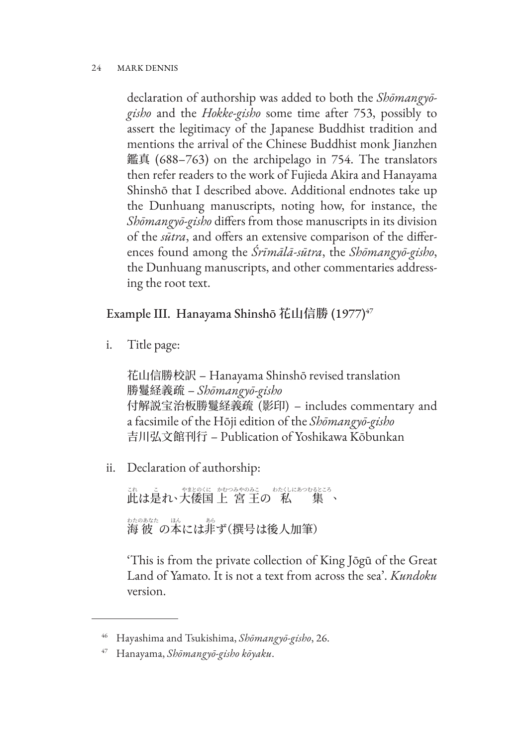declaration of authorship was added to both the *Shōmangyō-gisho* and the *Hokke-gisho* some time after 753, possibly to assert the legitimacy of the Japanese Buddhist tradition and mentions the arrival of the Chinese Buddhist monk Jianzhen 鑑真 (688–763) on the archipelago in 754. The translators then refer readers to the work of Fujieda Akira and Hanayama Shinshō that I described above. Additional endnotes take up the Dunhuang manuscripts, noting how, for instance, the *Shōmangyō-gisho* differs from those manuscripts in its division of the *sūtra*, and offers an extensive comparison of the differences found among the *Śrīmālā-sūtra*, the *Shōmangyō-gisho*, the Dunhuang manuscripts, and other commentaries addressing the root text.

## Example III. Hanayama Shinshō 花山信勝 (1977)[47]

i. Title page:

花山信勝校訳 – Hanayama Shinshō revised translation
勝鬘経義疏 – *Shōmangyō-gisho*
付解説宝治板勝鬘経義疏 (影印) – includes commentary and a facsimile of the Hōji edition of the *Shōmangyō-gisho*
吉川弘文館刊行 – Publication of Yoshikawa Kōbunkan

ii. Declaration of authorship:

此(これ)は是(こ)れ大倭国(やまとのくに)上宮王(かむつみやのみこ)の私集(わたくしにあつむるところ)、

海彼(わたのあなた)の本(ほん)には非(あら)ず(撰号は後人加筆)

'This is from the private collection of King Jōgū of the Great Land of Yamato. It is not a text from across the sea'. *Kundoku* version.

---

[46] Hayashima and Tsukishima, *Shōmangyō-gisho*, 26.

[47] Hanayama, *Shōmangyō-gisho kōyaku*.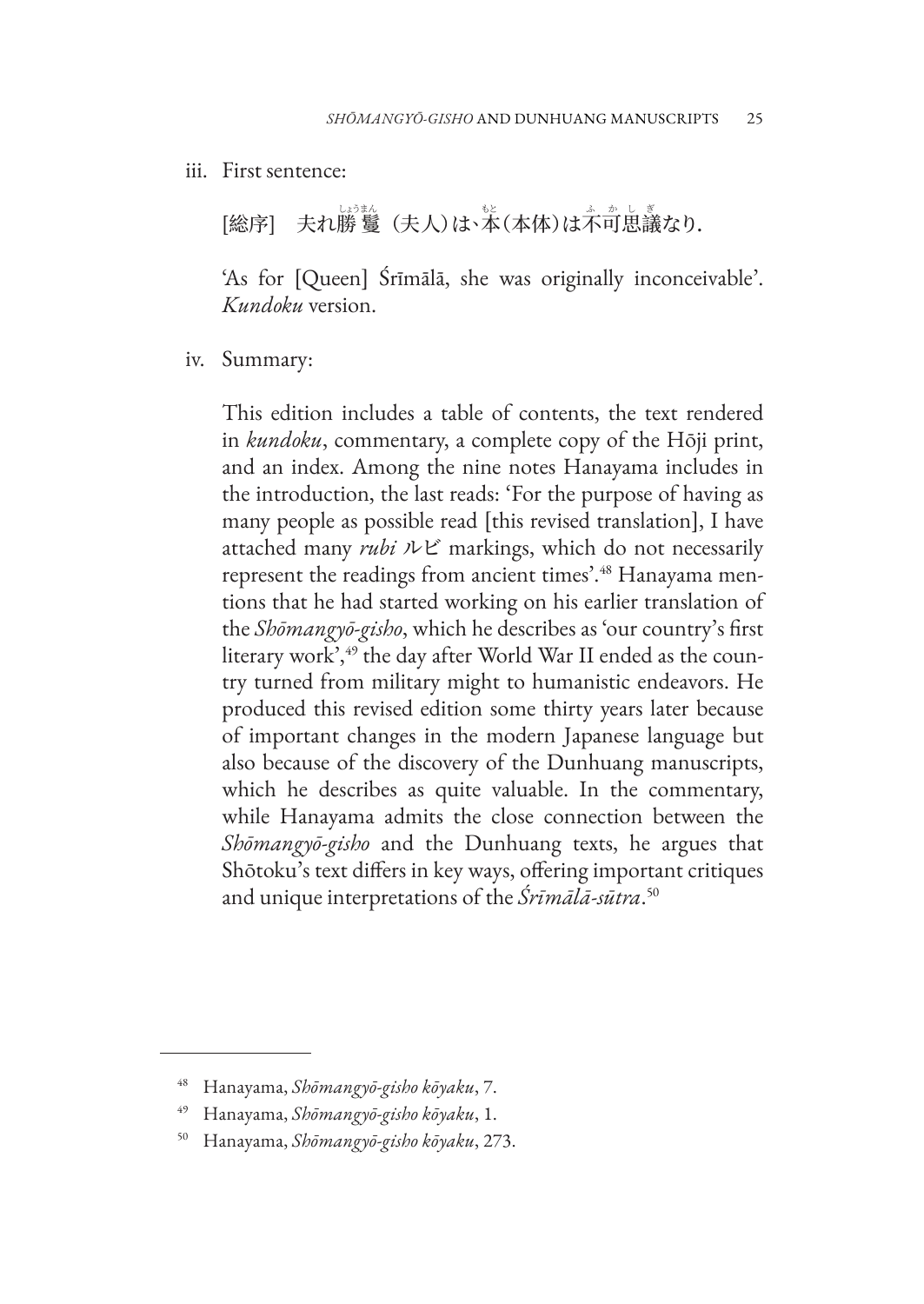iii. First sentence:

 [総序]　夫れ勝鬘（夫人）は本（本体）は不可思議なり.

 'As for [Queen] Śrīmālā, she was originally inconceivable'. *Kundoku* version.

iv. Summary:

 This edition includes a table of contents, the text rendered in *kundoku*, commentary, a complete copy of the Hōji print, and an index. Among the nine notes Hanayama includes in the introduction, the last reads: 'For the purpose of having as many people as possible read [this revised translation], I have attached many *rubi* ルビ markings, which do not necessarily represent the readings from ancient times'.[48] Hanayama mentions that he had started working on his earlier translation of the *Shōmangyō-gisho*, which he describes as 'our country's first literary work',[49] the day after World War II ended as the country turned from military might to humanistic endeavors. He produced this revised edition some thirty years later because of important changes in the modern Japanese language but also because of the discovery of the Dunhuang manuscripts, which he describes as quite valuable. In the commentary, while Hanayama admits the close connection between the *Shōmangyō-gisho* and the Dunhuang texts, he argues that Shōtoku's text differs in key ways, offering important critiques and unique interpretations of the *Śrīmālā-sūtra*.[50]

---

[48] Hanayama, *Shōmangyō-gisho kōyaku*, 7.

[49] Hanayama, *Shōmangyō-gisho kōyaku*, 1.

[50] Hanayama, *Shōmangyō-gisho kōyaku*, 273.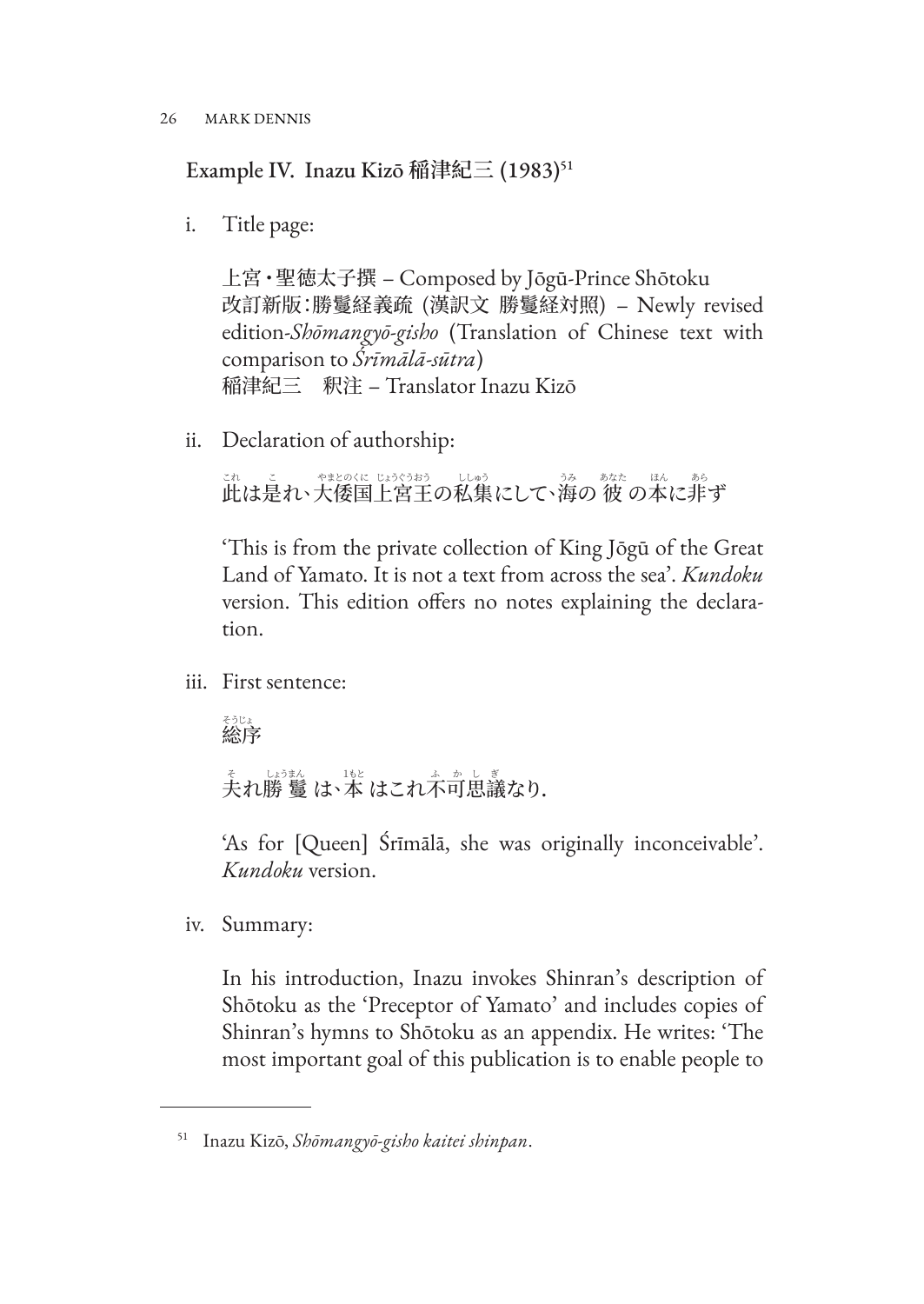### Example IV. Inazu Kizō 稲津紀三 (1983)[51]

i. Title page:

 上宮・聖徳太子撰 – Composed by Jōgū-Prince Shōtoku
 改訂新版:勝鬘経義疏 (漢訳文 勝鬘経対照) – Newly revised edition-*Shōmangyō-gisho* (Translation of Chinese text with comparison to *Śrīmālā-sūtra*)
 稲津紀三　釈注 – Translator Inazu Kizō

ii. Declaration of authorship:

 此(これ)は是(こ)れ大倭国(やまとのくに)上宮王(じょうぐうおう)の私集(ししゅう)にして海(うみ)の彼(あなた)の本(ほん)に非(あら)ず

 'This is from the private collection of King Jōgū of the Great Land of Yamato. It is not a text from across the sea'. *Kundoku* version. This edition offers no notes explaining the declaration.

iii. First sentence:

 総序(そうじょ)

 夫(そ)れ勝鬘(しょうまん)は本(1もと)はこれ不可思議(ふかしぎ)なり.

 'As for [Queen] Śrīmālā, she was originally inconceivable'. *Kundoku* version.

iv. Summary:

 In his introduction, Inazu invokes Shinran's description of Shōtoku as the 'Preceptor of Yamato' and includes copies of Shinran's hymns to Shōtoku as an appendix. He writes: 'The most important goal of this publication is to enable people to

---

[51] Inazu Kizō, *Shōmangyō-gisho kaitei shinpan*.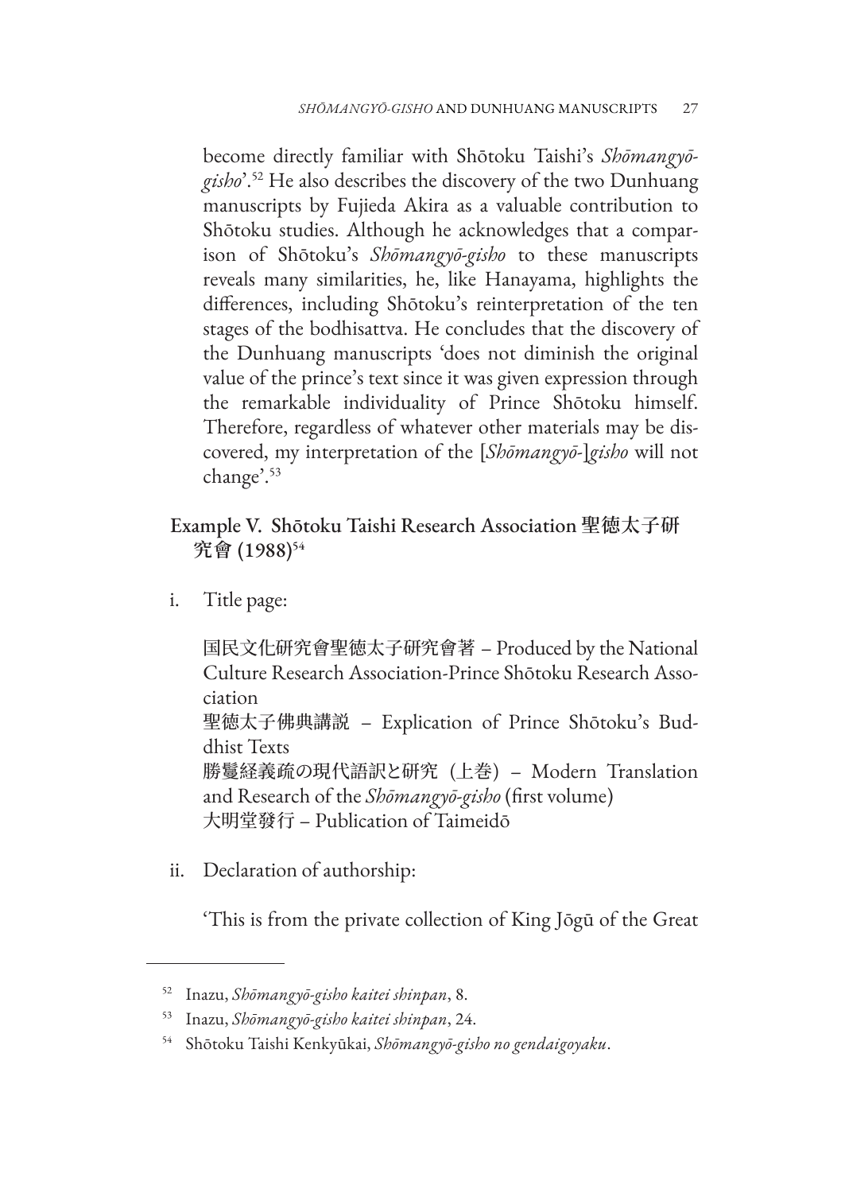become directly familiar with Shōtoku Taishi's *Shōmangyō-gisho*'.[52] He also describes the discovery of the two Dunhuang manuscripts by Fujieda Akira as a valuable contribution to Shōtoku studies. Although he acknowledges that a comparison of Shōtoku's *Shōmangyō-gisho* to these manuscripts reveals many similarities, he, like Hanayama, highlights the differences, including Shōtoku's reinterpretation of the ten stages of the bodhisattva. He concludes that the discovery of the Dunhuang manuscripts 'does not diminish the original value of the prince's text since it was given expression through the remarkable individuality of Prince Shōtoku himself. Therefore, regardless of whatever other materials may be discovered, my interpretation of the [*Shōmangyō-*]*gisho* will not change'.[53]

### Example V. Shōtoku Taishi Research Association 聖徳太子研究會 (1988)[54]

i. Title page:

   国民文化研究會聖徳太子研究會著 – Produced by the National Culture Research Association-Prince Shōtoku Research Association
   聖徳太子佛典講說 – Explication of Prince Shōtoku's Buddhist Texts
   勝鬘経義疏の現代語訳と研究（上巻）– Modern Translation and Research of the *Shōmangyō-gisho* (first volume)
   大明堂發行 – Publication of Taimeidō

ii. Declaration of authorship:

   'This is from the private collection of King Jōgū of the Great

---

[52] Inazu, *Shōmangyō-gisho kaitei shinpan*, 8.

[53] Inazu, *Shōmangyō-gisho kaitei shinpan*, 24.

[54] Shōtoku Taishi Kenkyūkai, *Shōmangyō-gisho no gendaigoyaku*.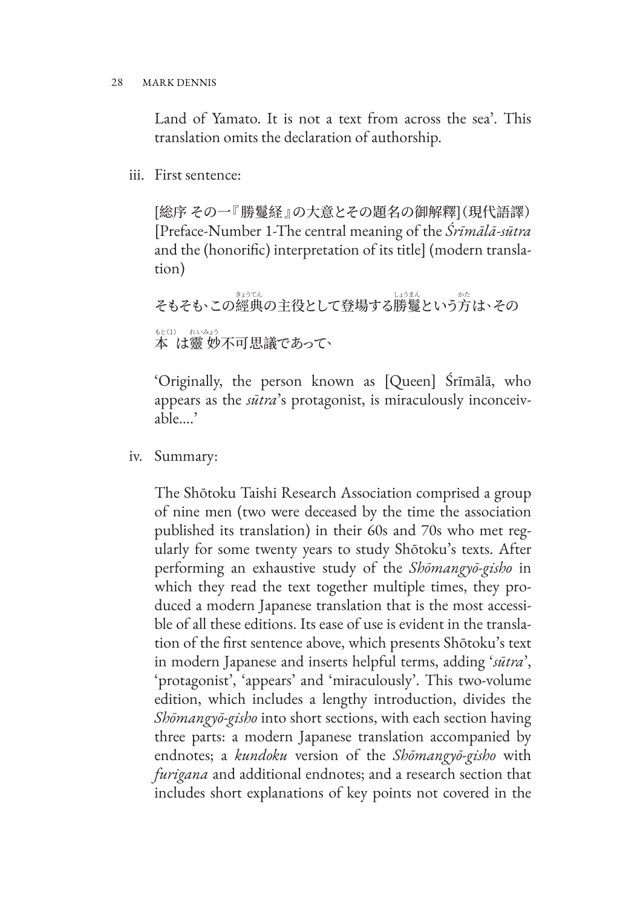Land of Yamato. It is not a text from across the sea'. This translation omits the declaration of authorship.

iii. First sentence:

[総序 その一『勝鬘経』の大意とその題名の御解釈](現代語譯)
[Preface-Number 1-The central meaning of the *Śrīmālā-sūtra* and the (honorific) interpretation of its title] (modern translation)

そもそもこの経典(きょうてん)の主役として登場する勝鬘(しょうまん)という方(かた)は、その本(もと)(1)は靈妙(れいみょう)不可思議であって、

'Originally, the person known as [Queen] Śrīmālā, who appears as the *sūtra*'s protagonist, is miraculously inconceivable....'

iv. Summary:

The Shōtoku Taishi Research Association comprised a group of nine men (two were deceased by the time the association published its translation) in their 60s and 70s who met regularly for some twenty years to study Shōtoku's texts. After performing an exhaustive study of the *Shōmangyō-gisho* in which they read the text together multiple times, they produced a modern Japanese translation that is the most accessible of all these editions. Its ease of use is evident in the translation of the first sentence above, which presents Shōtoku's text in modern Japanese and inserts helpful terms, adding '*sūtra*', 'protagonist', 'appears' and 'miraculously'. This two-volume edition, which includes a lengthy introduction, divides the *Shōmangyō-gisho* into short sections, with each section having three parts: a modern Japanese translation accompanied by endnotes; a *kundoku* version of the *Shōmangyō-gisho* with *furigana* and additional endnotes; and a research section that includes short explanations of key points not covered in the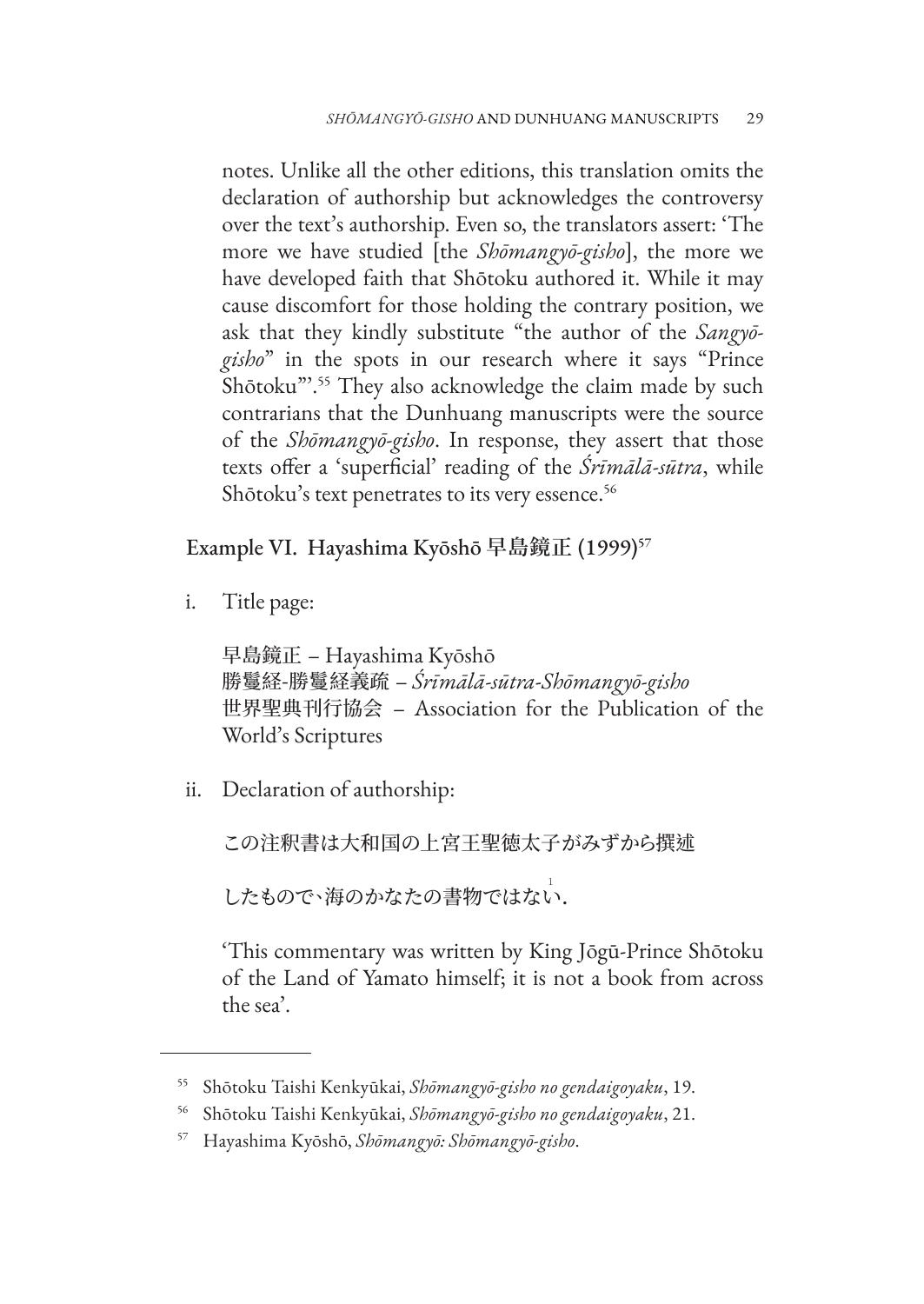notes. Unlike all the other editions, this translation omits the declaration of authorship but acknowledges the controversy over the text's authorship. Even so, the translators assert: 'The more we have studied [the *Shōmangyō-gisho*], the more we have developed faith that Shōtoku authored it. While it may cause discomfort for those holding the contrary position, we ask that they kindly substitute "the author of the *Sangyō-gisho*" in the spots in our research where it says "Prince Shōtoku"'.[55] They also acknowledge the claim made by such contrarians that the Dunhuang manuscripts were the source of the *Shōmangyō-gisho*. In response, they assert that those texts offer a 'superficial' reading of the *Śrīmālā-sūtra*, while Shōtoku's text penetrates to its very essence.[56]

### Example VI. Hayashima Kyōshō 早島鏡正 (1999)[57]

i. Title page:

   早島鏡正 – Hayashima Kyōshō
   勝鬘経-勝鬘経義疏 – *Śrīmālā-sūtra-Shōmangyō-gisho*
   世界聖典刊行協会 – Association for the Publication of the World's Scriptures

ii. Declaration of authorship:

   この注釈書は大和国の上宮王聖徳太子がみずから撰述したもので、海のかなたの書物ではない[1].

   'This commentary was written by King Jōgū-Prince Shōtoku of the Land of Yamato himself; it is not a book from across the sea'.

---

[55] Shōtoku Taishi Kenkyūkai, *Shōmangyō-gisho no gendaigoyaku*, 19.

[56] Shōtoku Taishi Kenkyūkai, *Shōmangyō-gisho no gendaigoyaku*, 21.

[57] Hayashima Kyōshō, *Shōmangyō: Shōmangyō-gisho*.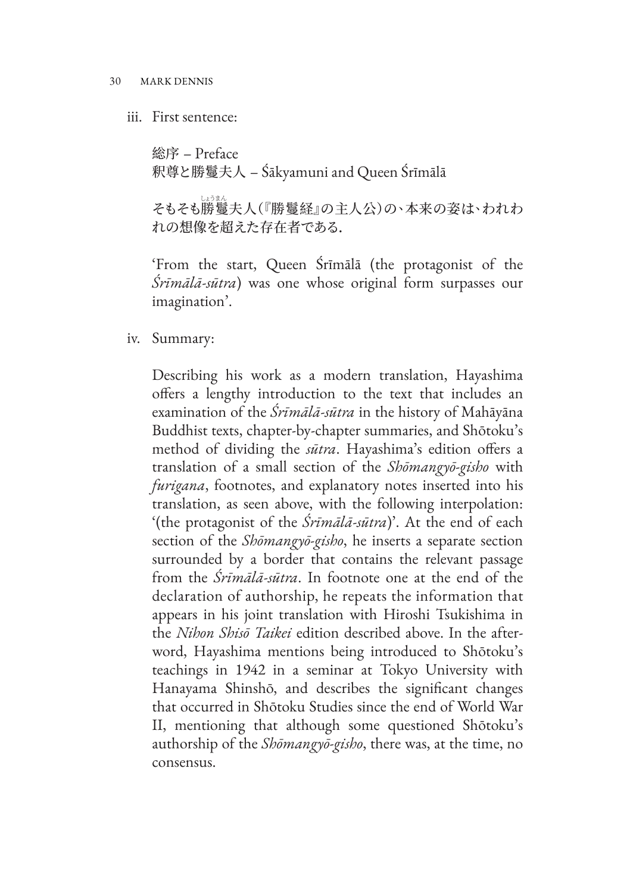iii. First sentence:

   総序 – Preface
   釈尊と勝鬘夫人 – Śākyamuni and Queen Śrīmālā

   そもそも勝鬘夫人(『勝鬘経』の主人公)の、本来の姿は、われわれの想像を超えた存在者である.

   'From the start, Queen Śrīmālā (the protagonist of the *Śrīmālā-sūtra*) was one whose original form surpasses our imagination'.

iv. Summary:

   Describing his work as a modern translation, Hayashima offers a lengthy introduction to the text that includes an examination of the *Śrīmālā-sūtra* in the history of Mahāyāna Buddhist texts, chapter-by-chapter summaries, and Shōtoku's method of dividing the *sūtra*. Hayashima's edition offers a translation of a small section of the *Shōmangyō-gisho* with *furigana*, footnotes, and explanatory notes inserted into his translation, as seen above, with the following interpolation: '(the protagonist of the *Śrīmālā-sūtra*)'. At the end of each section of the *Shōmangyō-gisho*, he inserts a separate section surrounded by a border that contains the relevant passage from the *Śrīmālā-sūtra*. In footnote one at the end of the declaration of authorship, he repeats the information that appears in his joint translation with Hiroshi Tsukishima in the *Nihon Shisō Taikei* edition described above. In the afterword, Hayashima mentions being introduced to Shōtoku's teachings in 1942 in a seminar at Tokyo University with Hanayama Shinshō, and describes the significant changes that occurred in Shōtoku Studies since the end of World War II, mentioning that although some questioned Shōtoku's authorship of the *Shōmangyō-gisho*, there was, at the time, no consensus.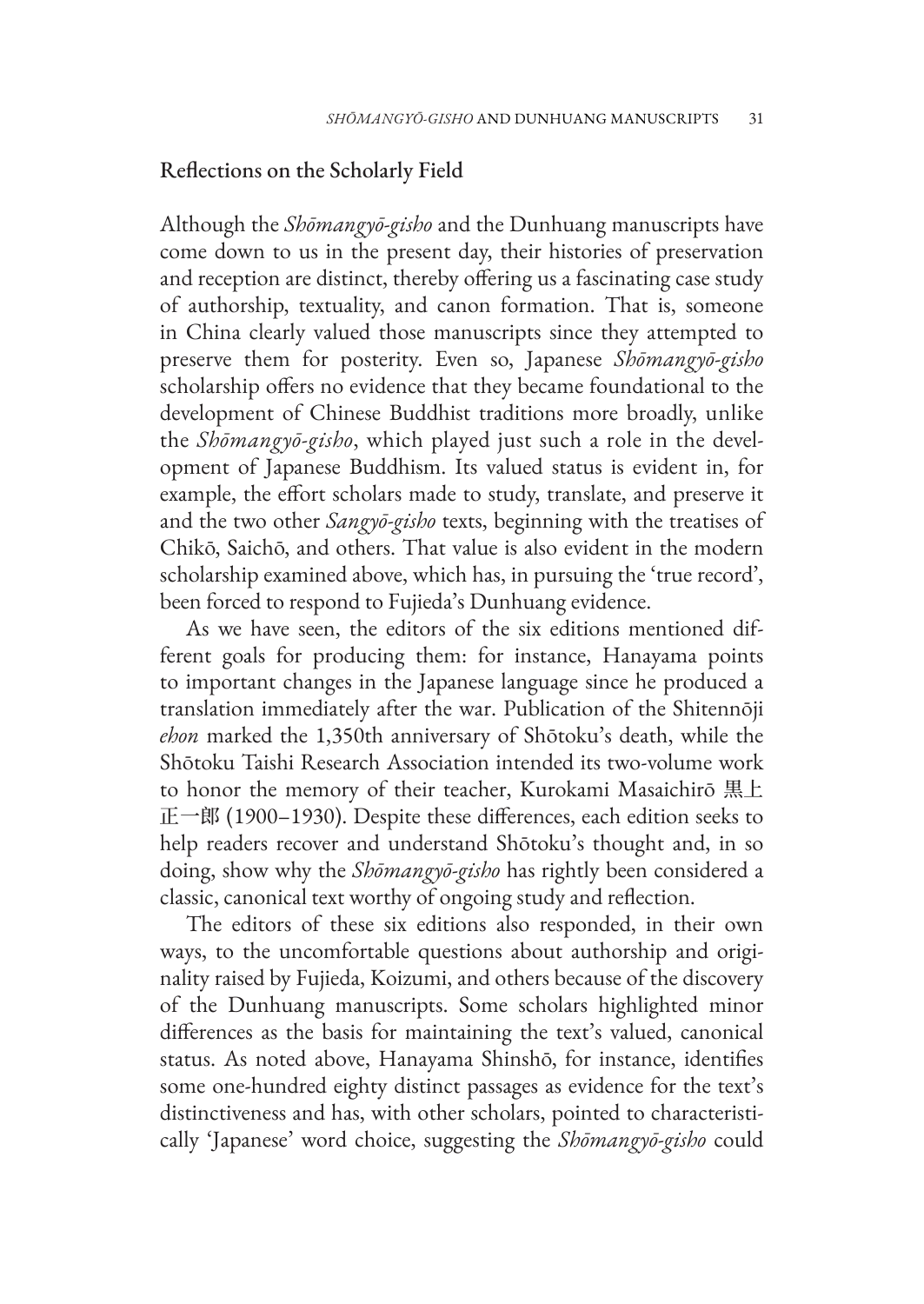## Reflections on the Scholarly Field

Although the *Shōmangyō-gisho* and the Dunhuang manuscripts have come down to us in the present day, their histories of preservation and reception are distinct, thereby offering us a fascinating case study of authorship, textuality, and canon formation. That is, someone in China clearly valued those manuscripts since they attempted to preserve them for posterity. Even so, Japanese *Shōmangyō-gisho* scholarship offers no evidence that they became foundational to the development of Chinese Buddhist traditions more broadly, unlike the *Shōmangyō-gisho*, which played just such a role in the development of Japanese Buddhism. Its valued status is evident in, for example, the effort scholars made to study, translate, and preserve it and the two other *Sangyō-gisho* texts, beginning with the treatises of Chikō, Saichō, and others. That value is also evident in the modern scholarship examined above, which has, in pursuing the 'true record', been forced to respond to Fujieda's Dunhuang evidence.

As we have seen, the editors of the six editions mentioned different goals for producing them: for instance, Hanayama points to important changes in the Japanese language since he produced a translation immediately after the war. Publication of the Shitennōji *ehon* marked the 1,350th anniversary of Shōtoku's death, while the Shōtoku Taishi Research Association intended its two-volume work to honor the memory of their teacher, Kurokami Masaichirō 黒上正一郎 (1900–1930). Despite these differences, each edition seeks to help readers recover and understand Shōtoku's thought and, in so doing, show why the *Shōmangyō-gisho* has rightly been considered a classic, canonical text worthy of ongoing study and reflection.

The editors of these six editions also responded, in their own ways, to the uncomfortable questions about authorship and originality raised by Fujieda, Koizumi, and others because of the discovery of the Dunhuang manuscripts. Some scholars highlighted minor differences as the basis for maintaining the text's valued, canonical status. As noted above, Hanayama Shinshō, for instance, identifies some one-hundred eighty distinct passages as evidence for the text's distinctiveness and has, with other scholars, pointed to characteristically 'Japanese' word choice, suggesting the *Shōmangyō-gisho* could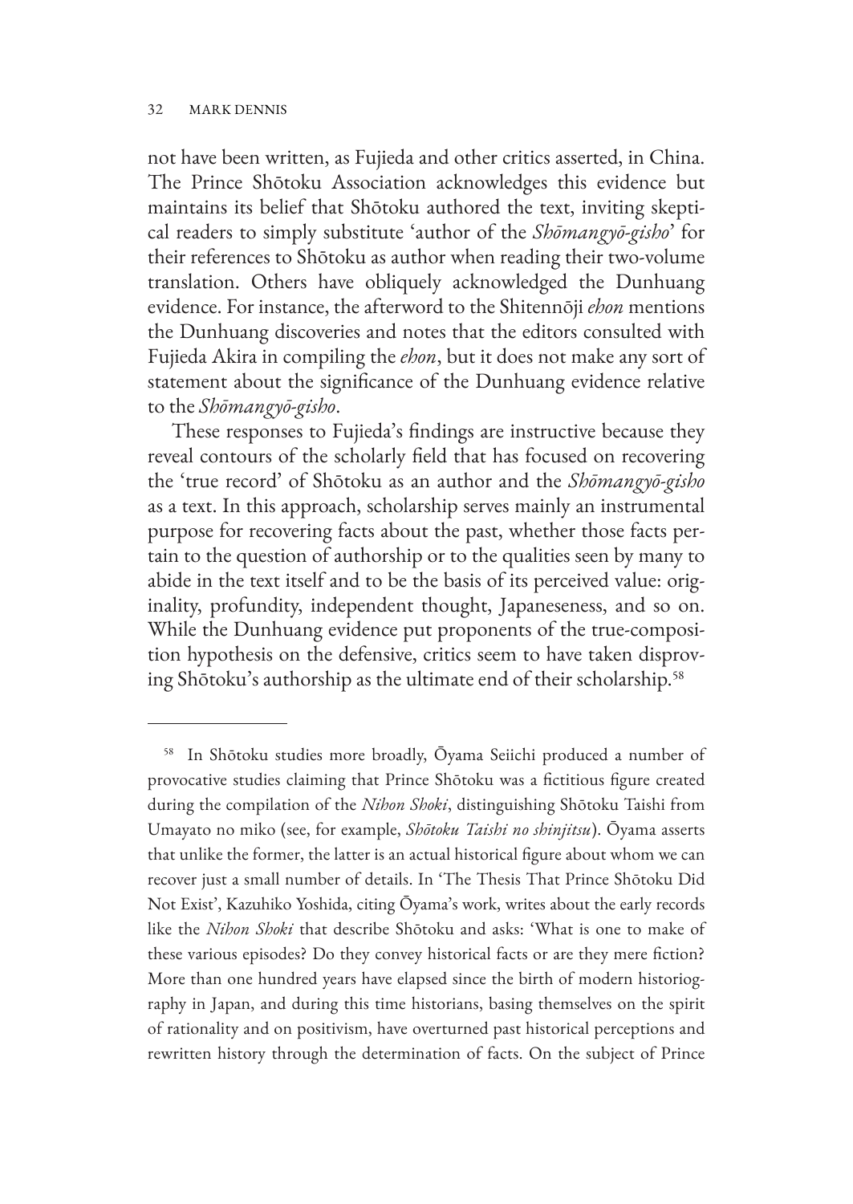not have been written, as Fujieda and other critics asserted, in China. The Prince Shōtoku Association acknowledges this evidence but maintains its belief that Shōtoku authored the text, inviting skeptical readers to simply substitute 'author of the *Shōmangyō-gisho*' for their references to Shōtoku as author when reading their two-volume translation. Others have obliquely acknowledged the Dunhuang evidence. For instance, the afterword to the Shitennōji *ehon* mentions the Dunhuang discoveries and notes that the editors consulted with Fujieda Akira in compiling the *ehon*, but it does not make any sort of statement about the significance of the Dunhuang evidence relative to the *Shōmangyō-gisho*.

These responses to Fujieda's findings are instructive because they reveal contours of the scholarly field that has focused on recovering the 'true record' of Shōtoku as an author and the *Shōmangyō-gisho* as a text. In this approach, scholarship serves mainly an instrumental purpose for recovering facts about the past, whether those facts pertain to the question of authorship or to the qualities seen by many to abide in the text itself and to be the basis of its perceived value: originality, profundity, independent thought, Japaneseness, and so on. While the Dunhuang evidence put proponents of the true-composition hypothesis on the defensive, critics seem to have taken disproving Shōtoku's authorship as the ultimate end of their scholarship.[58]

---

[58] In Shōtoku studies more broadly, Ōyama Seiichi produced a number of provocative studies claiming that Prince Shōtoku was a fictitious figure created during the compilation of the *Nihon Shoki*, distinguishing Shōtoku Taishi from Umayato no miko (see, for example, *Shōtoku Taishi no shinjitsu*). Ōyama asserts that unlike the former, the latter is an actual historical figure about whom we can recover just a small number of details. In 'The Thesis That Prince Shōtoku Did Not Exist', Kazuhiko Yoshida, citing Ōyama's work, writes about the early records like the *Nihon Shoki* that describe Shōtoku and asks: 'What is one to make of these various episodes? Do they convey historical facts or are they mere fiction? More than one hundred years have elapsed since the birth of modern historiography in Japan, and during this time historians, basing themselves on the spirit of rationality and on positivism, have overturned past historical perceptions and rewritten history through the determination of facts. On the subject of Prince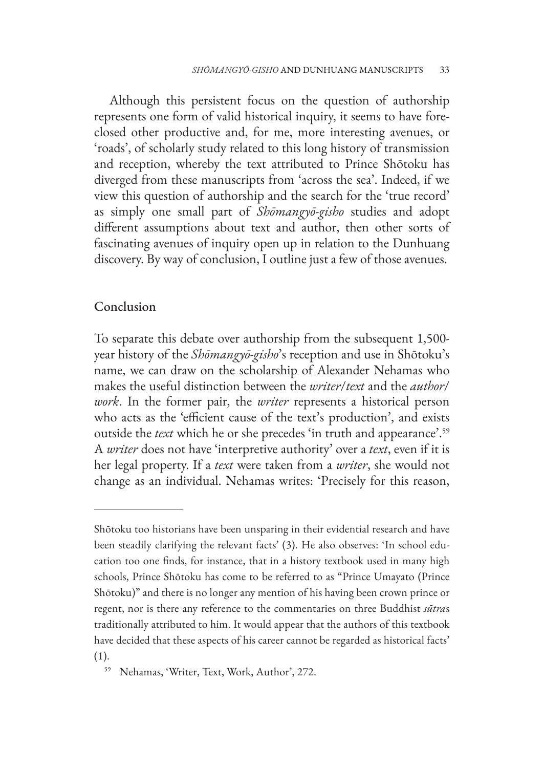Although this persistent focus on the question of authorship represents one form of valid historical inquiry, it seems to have foreclosed other productive and, for me, more interesting avenues, or 'roads', of scholarly study related to this long history of transmission and reception, whereby the text attributed to Prince Shōtoku has diverged from these manuscripts from 'across the sea'. Indeed, if we view this question of authorship and the search for the 'true record' as simply one small part of *Shōmangyō-gisho* studies and adopt different assumptions about text and author, then other sorts of fascinating avenues of inquiry open up in relation to the Dunhuang discovery. By way of conclusion, I outline just a few of those avenues.

## Conclusion

To separate this debate over authorship from the subsequent 1,500-year history of the *Shōmangyō-gisho*'s reception and use in Shōtoku's name, we can draw on the scholarship of Alexander Nehamas who makes the useful distinction between the *writer*/*text* and the *author*/*work*. In the former pair, the *writer* represents a historical person who acts as the 'efficient cause of the text's production', and exists outside the *text* which he or she precedes 'in truth and appearance'.[59] A *writer* does not have 'interpretive authority' over a *text*, even if it is her legal property. If a *text* were taken from a *writer*, she would not change as an individual. Nehamas writes: 'Precisely for this reason,

---

Shōtoku too historians have been unsparing in their evidential research and have been steadily clarifying the relevant facts' (3). He also observes: 'In school education too one finds, for instance, that in a history textbook used in many high schools, Prince Shōtoku has come to be referred to as "Prince Umayato (Prince Shōtoku)" and there is no longer any mention of his having been crown prince or regent, nor is there any reference to the commentaries on three Buddhist *sūtra*s traditionally attributed to him. It would appear that the authors of this textbook have decided that these aspects of his career cannot be regarded as historical facts' (1).

[59] Nehamas, 'Writer, Text, Work, Author', 272.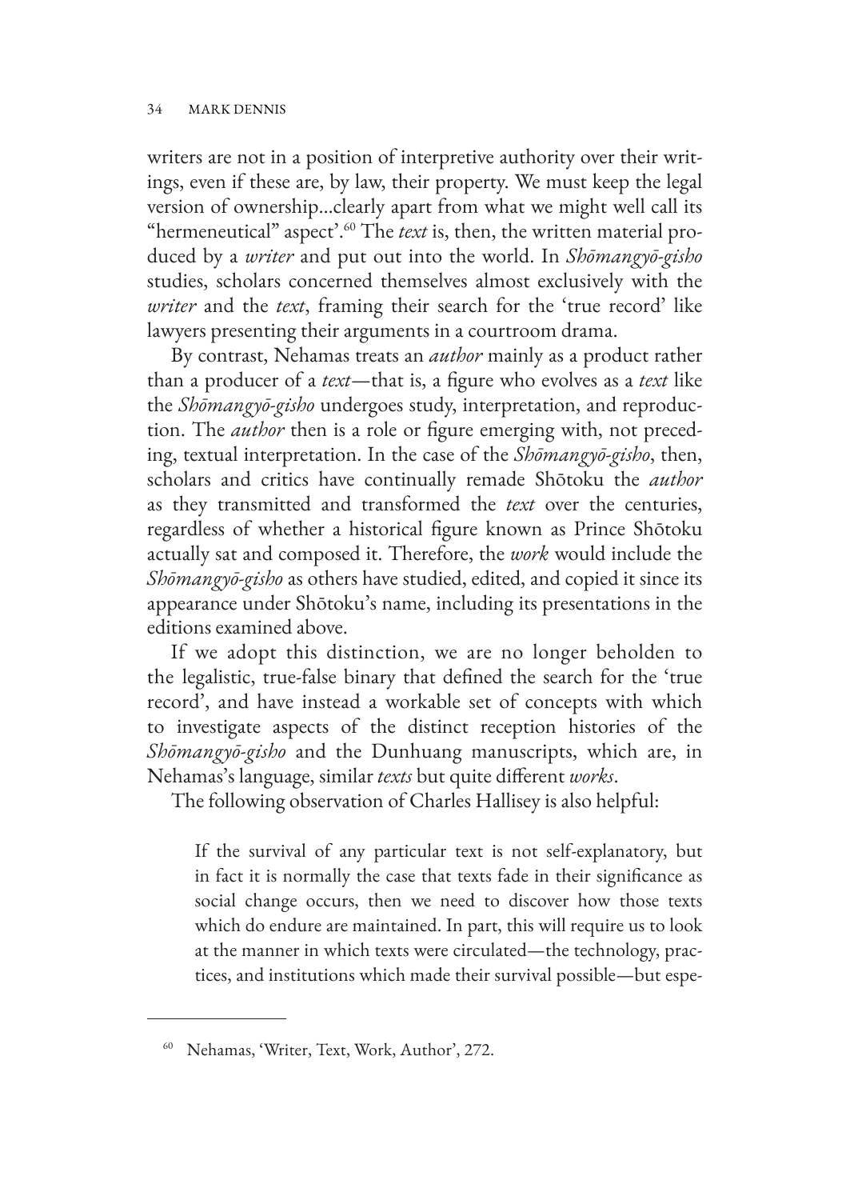writers are not in a position of interpretive authority over their writings, even if these are, by law, their property. We must keep the legal version of ownership…clearly apart from what we might well call its "hermeneutical" aspect'.[60] The *text* is, then, the written material produced by a *writer* and put out into the world. In *Shōmangyō-gisho* studies, scholars concerned themselves almost exclusively with the *writer* and the *text*, framing their search for the 'true record' like lawyers presenting their arguments in a courtroom drama.

By contrast, Nehamas treats an *author* mainly as a product rather than a producer of a *text*—that is, a figure who evolves as a *text* like the *Shōmangyō-gisho* undergoes study, interpretation, and reproduction. The *author* then is a role or figure emerging with, not preceding, textual interpretation. In the case of the *Shōmangyō-gisho*, then, scholars and critics have continually remade Shōtoku the *author* as they transmitted and transformed the *text* over the centuries, regardless of whether a historical figure known as Prince Shōtoku actually sat and composed it. Therefore, the *work* would include the *Shōmangyō-gisho* as others have studied, edited, and copied it since its appearance under Shōtoku's name, including its presentations in the editions examined above.

If we adopt this distinction, we are no longer beholden to the legalistic, true-false binary that defined the search for the 'true record', and have instead a workable set of concepts with which to investigate aspects of the distinct reception histories of the *Shōmangyō-gisho* and the Dunhuang manuscripts, which are, in Nehamas's language, similar *texts* but quite different *works*.

The following observation of Charles Hallisey is also helpful:

> If the survival of any particular text is not self-explanatory, but in fact it is normally the case that texts fade in their significance as social change occurs, then we need to discover how those texts which do endure are maintained. In part, this will require us to look at the manner in which texts were circulated—the technology, practices, and institutions which made their survival possible—but espe-

[60] Nehamas, 'Writer, Text, Work, Author', 272.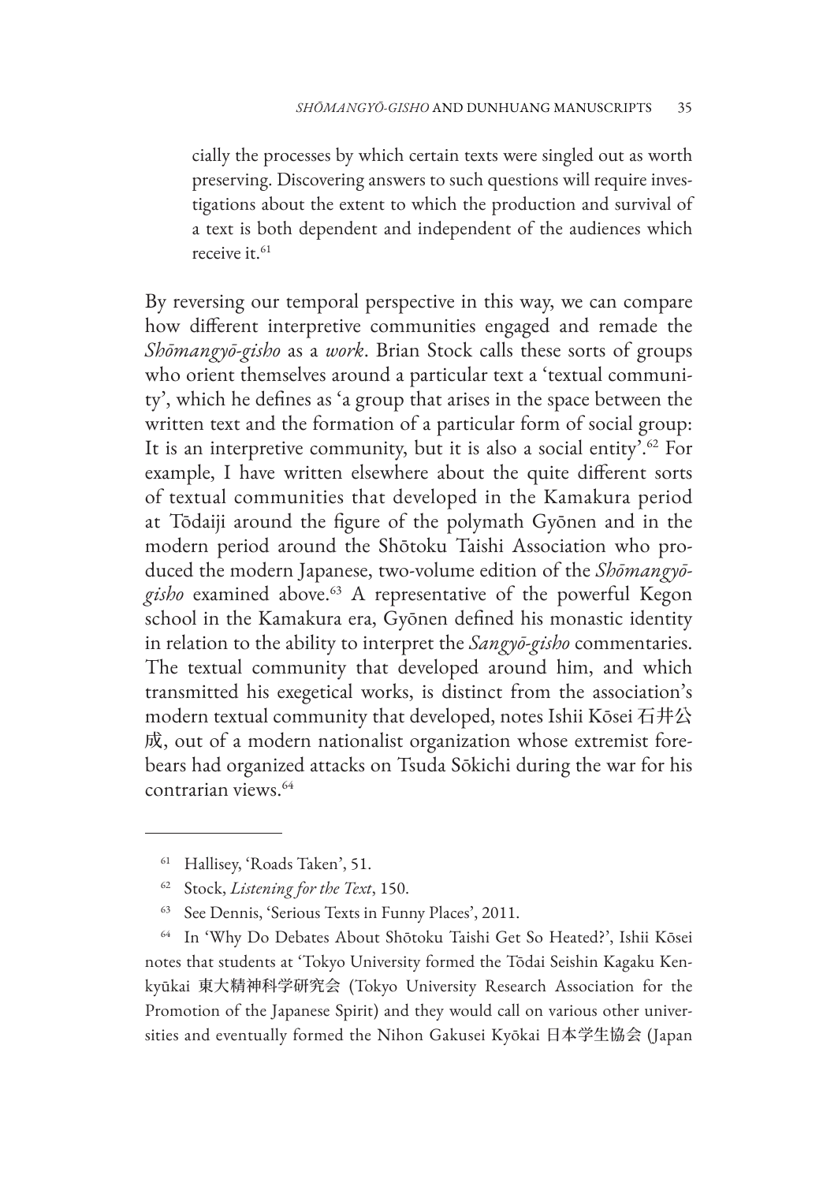cially the processes by which certain texts were singled out as worth preserving. Discovering answers to such questions will require investigations about the extent to which the production and survival of a text is both dependent and independent of the audiences which receive it.[61]

By reversing our temporal perspective in this way, we can compare how different interpretive communities engaged and remade the *Shōmangyō-gisho* as a *work*. Brian Stock calls these sorts of groups who orient themselves around a particular text a 'textual community', which he defines as 'a group that arises in the space between the written text and the formation of a particular form of social group: It is an interpretive community, but it is also a social entity'.[62] For example, I have written elsewhere about the quite different sorts of textual communities that developed in the Kamakura period at Tōdaiji around the figure of the polymath Gyōnen and in the modern period around the Shōtoku Taishi Association who produced the modern Japanese, two-volume edition of the *Shōmangyō-gisho* examined above.[63] A representative of the powerful Kegon school in the Kamakura era, Gyōnen defined his monastic identity in relation to the ability to interpret the *Sangyō-gisho* commentaries. The textual community that developed around him, and which transmitted his exegetical works, is distinct from the association's modern textual community that developed, notes Ishii Kōsei 石井公成, out of a modern nationalist organization whose extremist forebears had organized attacks on Tsuda Sōkichi during the war for his contrarian views.[64]

---

[61] Hallisey, 'Roads Taken', 51.

[62] Stock, *Listening for the Text*, 150.

[63] See Dennis, 'Serious Texts in Funny Places', 2011.

[64] In 'Why Do Debates About Shōtoku Taishi Get So Heated?', Ishii Kōsei notes that students at 'Tokyo University formed the Tōdai Seishin Kagaku Kenkyūkai 東大精神科学研究会 (Tokyo University Research Association for the Promotion of the Japanese Spirit) and they would call on various other universities and eventually formed the Nihon Gakusei Kyōkai 日本学生協会 (Japan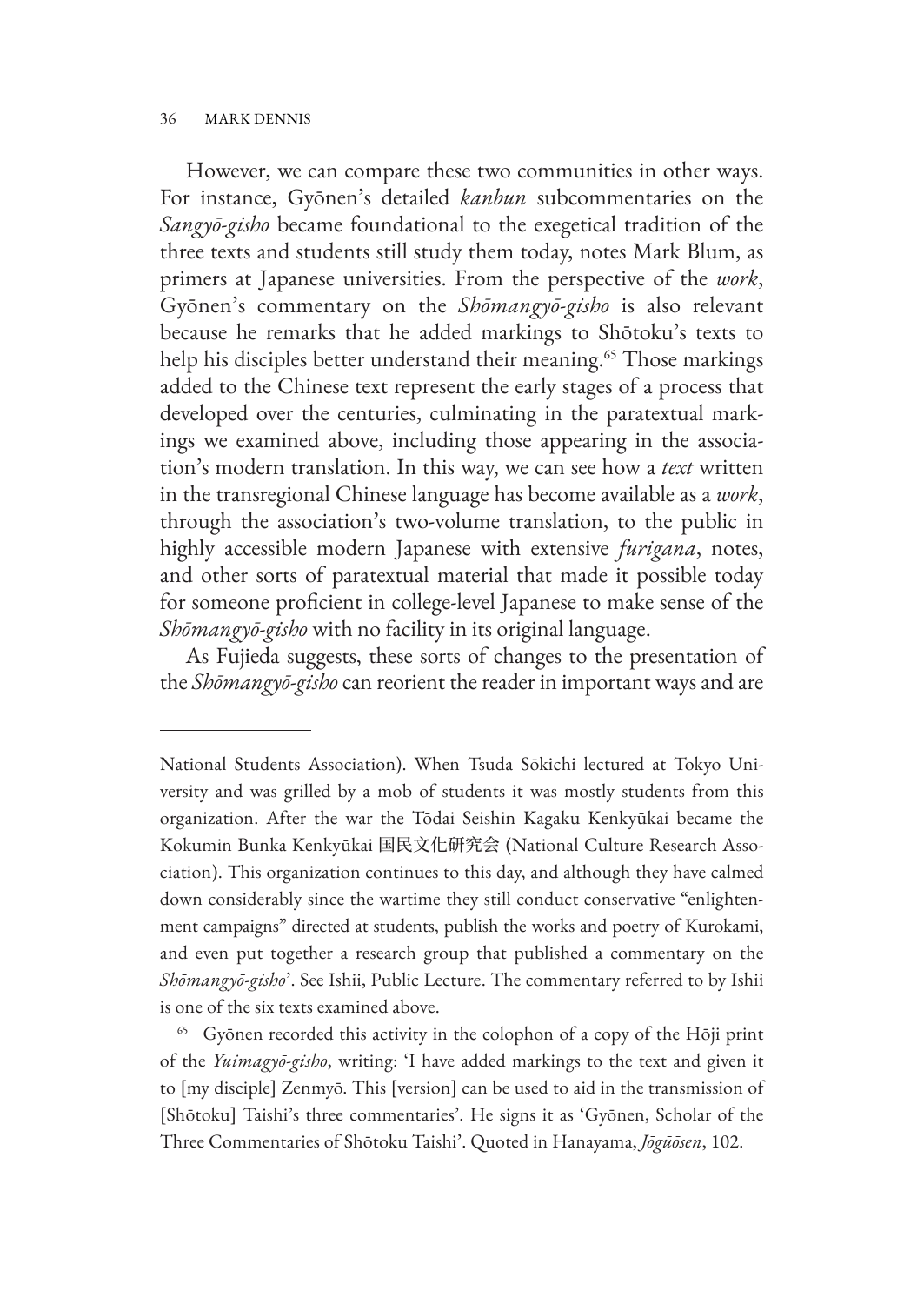However, we can compare these two communities in other ways. For instance, Gyōnen's detailed *kanbun* subcommentaries on the *Sangyō-gisho* became foundational to the exegetical tradition of the three texts and students still study them today, notes Mark Blum, as primers at Japanese universities. From the perspective of the *work*, Gyōnen's commentary on the *Shōmangyō-gisho* is also relevant because he remarks that he added markings to Shōtoku's texts to help his disciples better understand their meaning.[65] Those markings added to the Chinese text represent the early stages of a process that developed over the centuries, culminating in the paratextual markings we examined above, including those appearing in the association's modern translation. In this way, we can see how a *text* written in the transregional Chinese language has become available as a *work*, through the association's two-volume translation, to the public in highly accessible modern Japanese with extensive *furigana*, notes, and other sorts of paratextual material that made it possible today for someone proficient in college-level Japanese to make sense of the *Shōmangyō-gisho* with no facility in its original language.

As Fujieda suggests, these sorts of changes to the presentation of the *Shōmangyō-gisho* can reorient the reader in important ways and are

---

National Students Association). When Tsuda Sōkichi lectured at Tokyo University and was grilled by a mob of students it was mostly students from this organization. After the war the Tōdai Seishin Kagaku Kenkyūkai became the Kokumin Bunka Kenkyūkai 国民文化研究会 (National Culture Research Association). This organization continues to this day, and although they have calmed down considerably since the wartime they still conduct conservative "enlightenment campaigns" directed at students, publish the works and poetry of Kurokami, and even put together a research group that published a commentary on the *Shōmangyō-gisho*'. See Ishii, Public Lecture. The commentary referred to by Ishii is one of the six texts examined above.

[65] Gyōnen recorded this activity in the colophon of a copy of the Hōji print of the *Yuimagyō-gisho*, writing: 'I have added markings to the text and given it to [my disciple] Zenmyō. This [version] can be used to aid in the transmission of [Shōtoku] Taishi's three commentaries'. He signs it as 'Gyōnen, Scholar of the Three Commentaries of Shōtoku Taishi'. Quoted in Hanayama, *Jōgūōsen*, 102.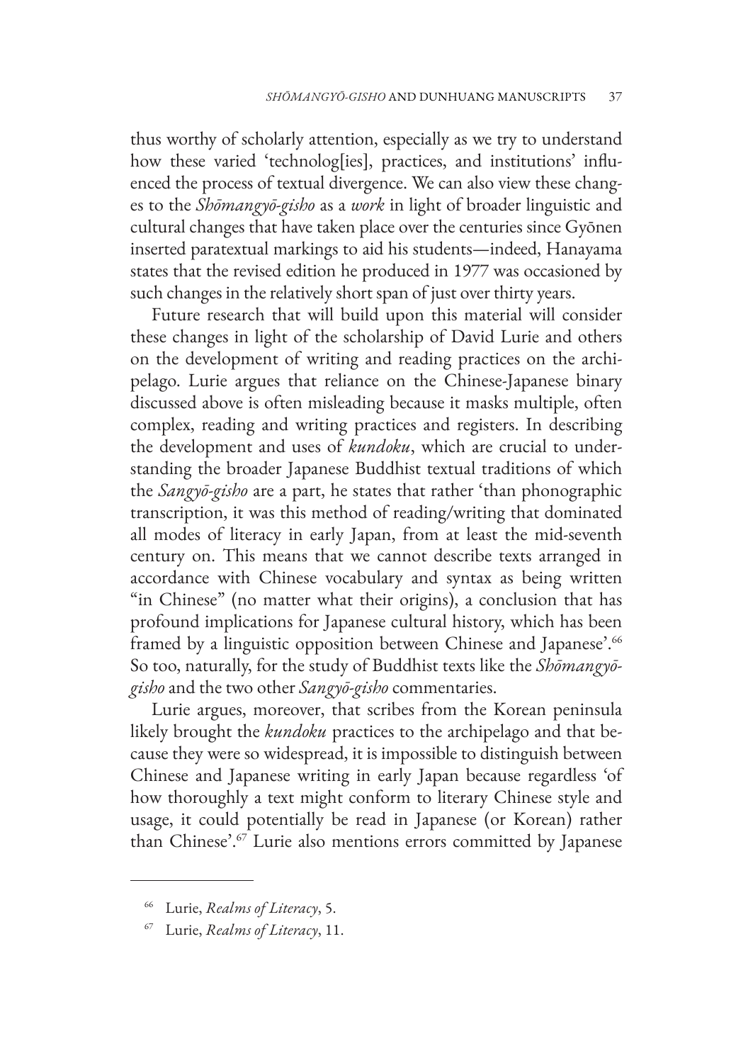thus worthy of scholarly attention, especially as we try to understand how these varied 'technolog[ies], practices, and institutions' influenced the process of textual divergence. We can also view these changes to the *Shōmangyō-gisho* as a *work* in light of broader linguistic and cultural changes that have taken place over the centuries since Gyōnen inserted paratextual markings to aid his students—indeed, Hanayama states that the revised edition he produced in 1977 was occasioned by such changes in the relatively short span of just over thirty years.

Future research that will build upon this material will consider these changes in light of the scholarship of David Lurie and others on the development of writing and reading practices on the archipelago. Lurie argues that reliance on the Chinese-Japanese binary discussed above is often misleading because it masks multiple, often complex, reading and writing practices and registers. In describing the development and uses of *kundoku*, which are crucial to understanding the broader Japanese Buddhist textual traditions of which the *Sangyō-gisho* are a part, he states that rather 'than phonographic transcription, it was this method of reading/writing that dominated all modes of literacy in early Japan, from at least the mid-seventh century on. This means that we cannot describe texts arranged in accordance with Chinese vocabulary and syntax as being written "in Chinese" (no matter what their origins), a conclusion that has profound implications for Japanese cultural history, which has been framed by a linguistic opposition between Chinese and Japanese'.[66] So too, naturally, for the study of Buddhist texts like the *Shōmangyō-gisho* and the two other *Sangyō-gisho* commentaries.

Lurie argues, moreover, that scribes from the Korean peninsula likely brought the *kundoku* practices to the archipelago and that because they were so widespread, it is impossible to distinguish between Chinese and Japanese writing in early Japan because regardless 'of how thoroughly a text might conform to literary Chinese style and usage, it could potentially be read in Japanese (or Korean) rather than Chinese'.[67] Lurie also mentions errors committed by Japanese

---

[66] Lurie, *Realms of Literacy*, 5.

[67] Lurie, *Realms of Literacy*, 11.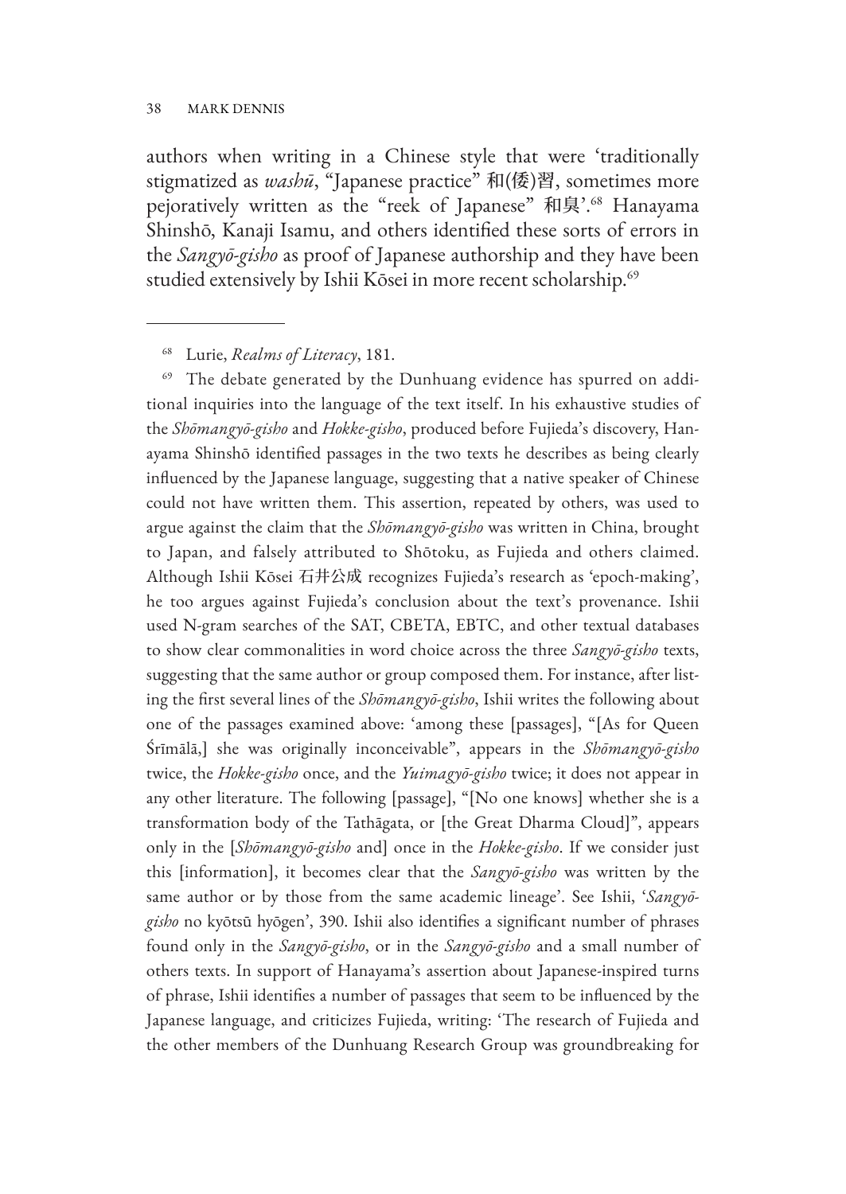authors when writing in a Chinese style that were 'traditionally stigmatized as *washū*, "Japanese practice" 和(倭)習, sometimes more pejoratively written as the "reek of Japanese" 和臭'.[68] Hanayama Shinshō, Kanaji Isamu, and others identified these sorts of errors in the *Sangyō-gisho* as proof of Japanese authorship and they have been studied extensively by Ishii Kōsei in more recent scholarship.[69]

---

[68] Lurie, *Realms of Literacy*, 181.

[69] The debate generated by the Dunhuang evidence has spurred on additional inquiries into the language of the text itself. In his exhaustive studies of the *Shōmangyō-gisho* and *Hokke-gisho*, produced before Fujieda's discovery, Hanayama Shinshō identified passages in the two texts he describes as being clearly influenced by the Japanese language, suggesting that a native speaker of Chinese could not have written them. This assertion, repeated by others, was used to argue against the claim that the *Shōmangyō-gisho* was written in China, brought to Japan, and falsely attributed to Shōtoku, as Fujieda and others claimed. Although Ishii Kōsei 石井公成 recognizes Fujieda's research as 'epoch-making', he too argues against Fujieda's conclusion about the text's provenance. Ishii used N-gram searches of the SAT, CBETA, EBTC, and other textual databases to show clear commonalities in word choice across the three *Sangyō-gisho* texts, suggesting that the same author or group composed them. For instance, after listing the first several lines of the *Shōmangyō-gisho*, Ishii writes the following about one of the passages examined above: 'among these [passages], "[As for Queen Śrīmālā,] she was originally inconceivable", appears in the *Shōmangyō-gisho* twice, the *Hokke-gisho* once, and the *Yuimagyō-gisho* twice; it does not appear in any other literature. The following [passage], "[No one knows] whether she is a transformation body of the Tathāgata, or [the Great Dharma Cloud]", appears only in the [*Shōmangyō-gisho* and] once in the *Hokke-gisho*. If we consider just this [information], it becomes clear that the *Sangyō-gisho* was written by the same author or by those from the same academic lineage'. See Ishii, '*Sangyō-gisho* no kyōtsū hyōgen', 390. Ishii also identifies a significant number of phrases found only in the *Sangyō-gisho*, or in the *Sangyō-gisho* and a small number of others texts. In support of Hanayama's assertion about Japanese-inspired turns of phrase, Ishii identifies a number of passages that seem to be influenced by the Japanese language, and criticizes Fujieda, writing: 'The research of Fujieda and the other members of the Dunhuang Research Group was groundbreaking for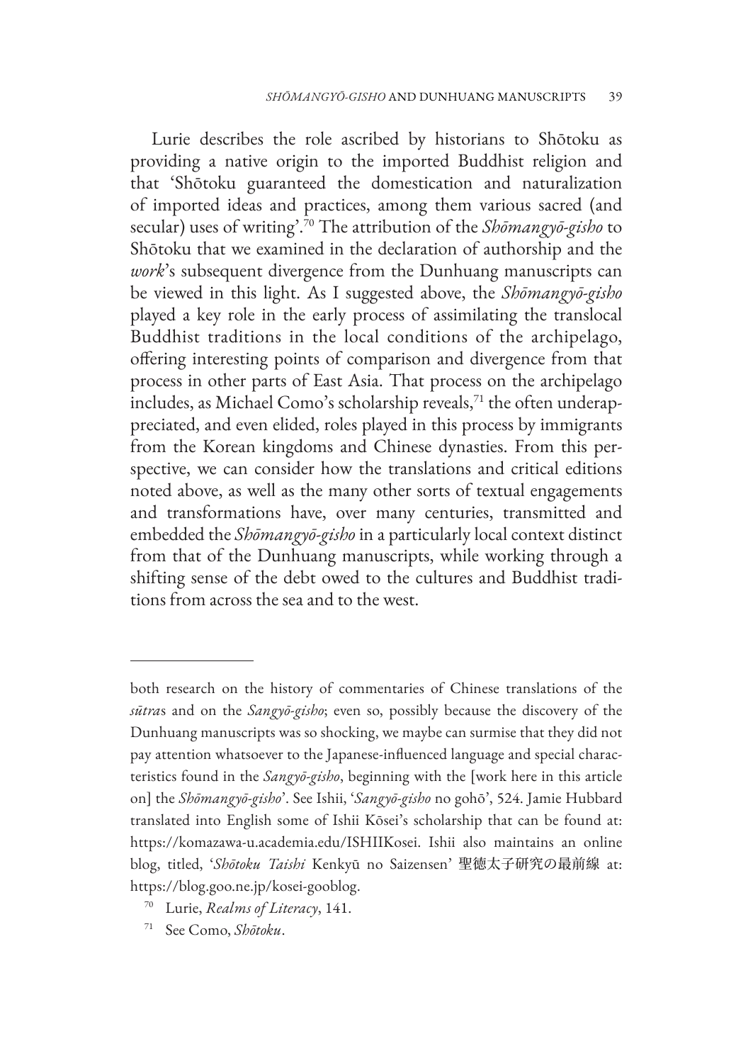Lurie describes the role ascribed by historians to Shōtoku as providing a native origin to the imported Buddhist religion and that 'Shōtoku guaranteed the domestication and naturalization of imported ideas and practices, among them various sacred (and secular) uses of writing'.[70] The attribution of the *Shōmangyō-gisho* to Shōtoku that we examined in the declaration of authorship and the *work*'s subsequent divergence from the Dunhuang manuscripts can be viewed in this light. As I suggested above, the *Shōmangyō-gisho* played a key role in the early process of assimilating the translocal Buddhist traditions in the local conditions of the archipelago, offering interesting points of comparison and divergence from that process in other parts of East Asia. That process on the archipelago includes, as Michael Como's scholarship reveals,[71] the often underappreciated, and even elided, roles played in this process by immigrants from the Korean kingdoms and Chinese dynasties. From this perspective, we can consider how the translations and critical editions noted above, as well as the many other sorts of textual engagements and transformations have, over many centuries, transmitted and embedded the *Shōmangyō-gisho* in a particularly local context distinct from that of the Dunhuang manuscripts, while working through a shifting sense of the debt owed to the cultures and Buddhist traditions from across the sea and to the west.

---

both research on the history of commentaries of Chinese translations of the *sūtra*s and on the *Sangyō-gisho*; even so, possibly because the discovery of the Dunhuang manuscripts was so shocking, we maybe can surmise that they did not pay attention whatsoever to the Japanese-influenced language and special characteristics found in the *Sangyō-gisho*, beginning with the [work here in this article on] the *Shōmangyō-gisho*'. See Ishii, '*Sangyō-gisho* no gohō', 524. Jamie Hubbard translated into English some of Ishii Kōsei's scholarship that can be found at: https://komazawa-u.academia.edu/ISHIIKosei. Ishii also maintains an online blog, titled, '*Shōtoku Taishi* Kenkyū no Saizensen' 聖徳太子研究の最前線 at: https://blog.goo.ne.jp/kosei-gooblog.

[70] Lurie, *Realms of Literacy*, 141.

[71] See Como, *Shōtoku*.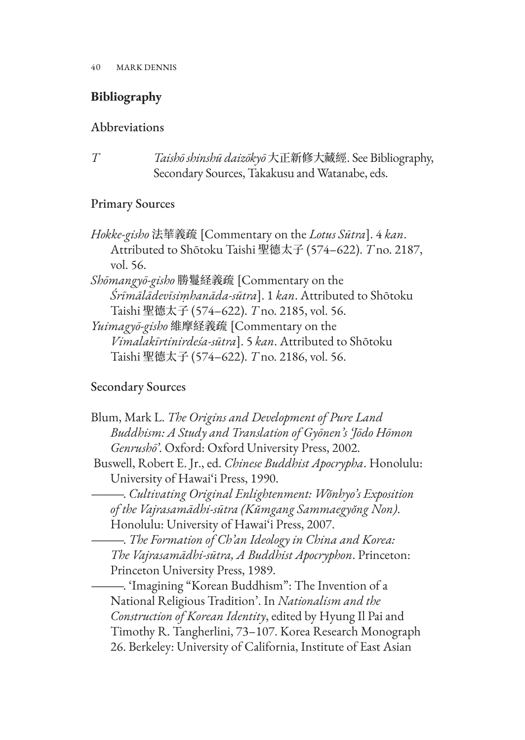## Bibliography

### Abbreviations

*T* *Taishō shinshū daizōkyō* 大正新修大藏經. See Bibliography, Secondary Sources, Takakusu and Watanabe, eds.

### Primary Sources

*Hokke-gisho* 法華義疏 [Commentary on the *Lotus Sūtra*]. 4 *kan*. Attributed to Shōtoku Taishi 聖徳太子 (574–622). *T* no. 2187, vol. 56.

*Shōmangyō-gisho* 勝鬘経義疏 [Commentary on the *Śrīmālādevīsiṃhanāda-sūtra*]. 1 *kan*. Attributed to Shōtoku Taishi 聖徳太子 (574–622). *T* no. 2185, vol. 56.

*Yuimagyō-gisho* 維摩経義疏 [Commentary on the *Vimalakīrtinirdeśa-sūtra*]. 5 *kan*. Attributed to Shōtoku Taishi 聖徳太子 (574–622). *T* no. 2186, vol. 56.

### Secondary Sources

Blum, Mark L. *The Origins and Development of Pure Land Buddhism: A Study and Translation of Gyōnen's 'Jōdo Hōmon Genrushō'*. Oxford: Oxford University Press, 2002.

Buswell, Robert E. Jr., ed. *Chinese Buddhist Apocrypha*. Honolulu: University of Hawai'i Press, 1990.

———. *Cultivating Original Enlightenment: Wŏnhyo's Exposition of the Vajrasamādhi-sūtra (Kŭmgang Sammaegyŏng Non)*. Honolulu: University of Hawai'i Press, 2007.

———. *The Formation of Ch'an Ideology in China and Korea: The Vajrasamādhi-sūtra, A Buddhist Apocryphon*. Princeton: Princeton University Press, 1989.

———. 'Imagining "Korean Buddhism": The Invention of a National Religious Tradition'. In *Nationalism and the Construction of Korean Identity*, edited by Hyung Il Pai and Timothy R. Tangherlini, 73–107. Korea Research Monograph 26. Berkeley: University of California, Institute of East Asian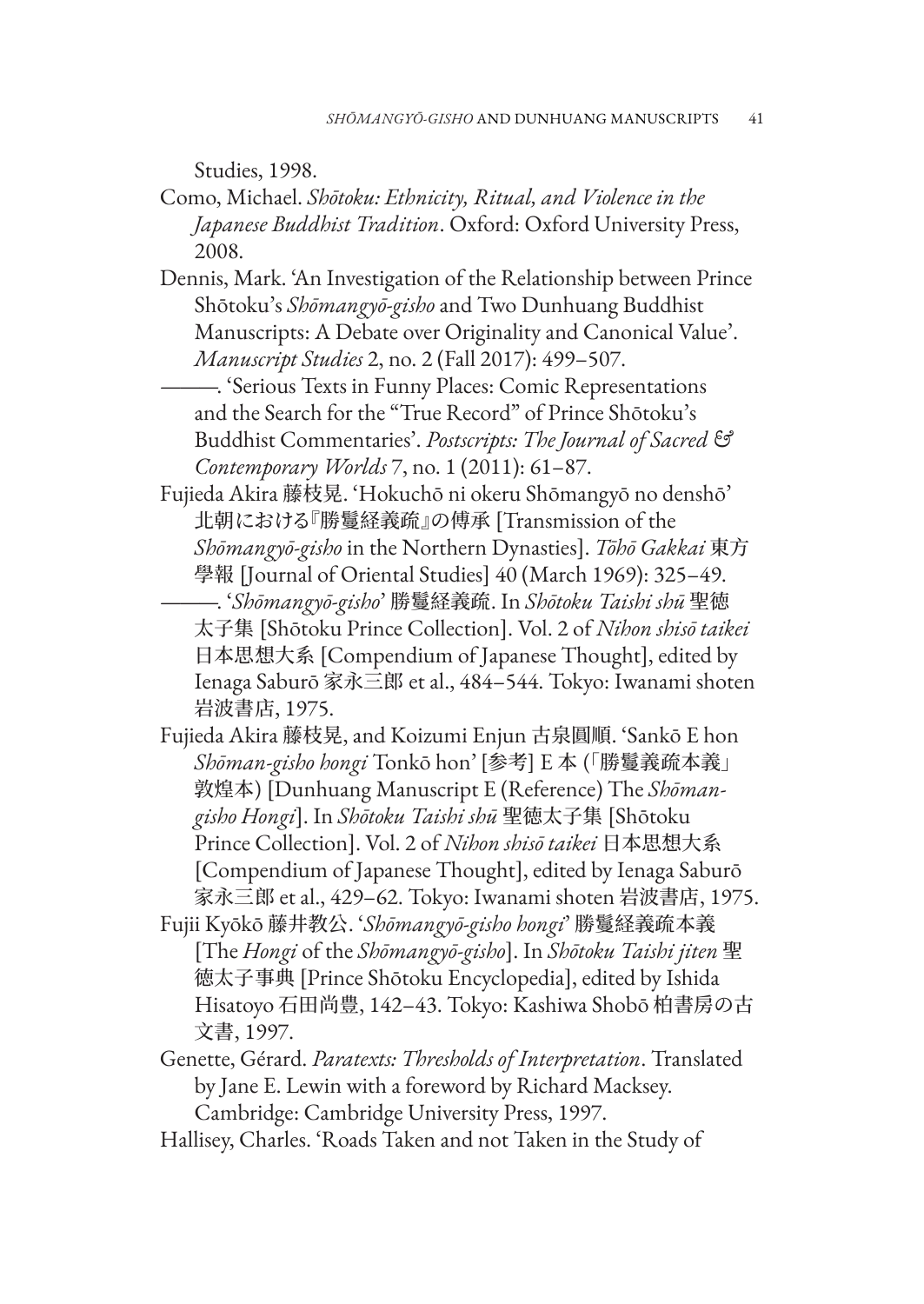Studies, 1998.

Como, Michael. *Shōtoku: Ethnicity, Ritual, and Violence in the Japanese Buddhist Tradition*. Oxford: Oxford University Press, 2008.

Dennis, Mark. 'An Investigation of the Relationship between Prince Shōtoku's *Shōmangyō-gisho* and Two Dunhuang Buddhist Manuscripts: A Debate over Originality and Canonical Value'. *Manuscript Studies* 2, no. 2 (Fall 2017): 499–507.

———. 'Serious Texts in Funny Places: Comic Representations and the Search for the "True Record" of Prince Shōtoku's Buddhist Commentaries'. *Postscripts: The Journal of Sacred & Contemporary Worlds* 7, no. 1 (2011): 61–87.

Fujieda Akira 藤枝晃. 'Hokuchō ni okeru Shōmangyō no denshō' 北朝における『勝鬘経義疏』の傳承 [Transmission of the *Shōmangyō-gisho* in the Northern Dynasties]. *Tōhō Gakkai* 東方學報 [Journal of Oriental Studies] 40 (March 1969): 325–49.

———. '*Shōmangyō-gisho*' 勝鬘経義疏. In *Shōtoku Taishi shū* 聖徳太子集 [Shōtoku Prince Collection]. Vol. 2 of *Nihon shisō taikei* 日本思想大系 [Compendium of Japanese Thought], edited by Ienaga Saburō 家永三郎 et al., 484–544. Tokyo: Iwanami shoten 岩波書店, 1975.

Fujieda Akira 藤枝晃, and Koizumi Enjun 古泉圓順. 'Sankō E hon *Shōman-gisho hongi* Tonkō hon' [参考] E 本 (「勝鬘義疏本義」敦煌本) [Dunhuang Manuscript E (Reference) The *Shōman-gisho Hongi*]. In *Shōtoku Taishi shū* 聖徳太子集 [Shōtoku Prince Collection]. Vol. 2 of *Nihon shisō taikei* 日本思想大系 [Compendium of Japanese Thought], edited by Ienaga Saburō 家永三郎 et al., 429–62. Tokyo: Iwanami shoten 岩波書店, 1975.

Fujii Kyōkō 藤井教公. '*Shōmangyō-gisho hongi*' 勝鬘経義疏本義 [The *Hongi* of the *Shōmangyō-gisho*]. In *Shōtoku Taishi jiten* 聖徳太子事典 [Prince Shōtoku Encyclopedia], edited by Ishida Hisatoyo 石田尚豊, 142–43. Tokyo: Kashiwa Shobō 柏書房の古文書, 1997.

Genette, Gérard. *Paratexts: Thresholds of Interpretation*. Translated by Jane E. Lewin with a foreword by Richard Macksey. Cambridge: Cambridge University Press, 1997.

Hallisey, Charles. 'Roads Taken and not Taken in the Study of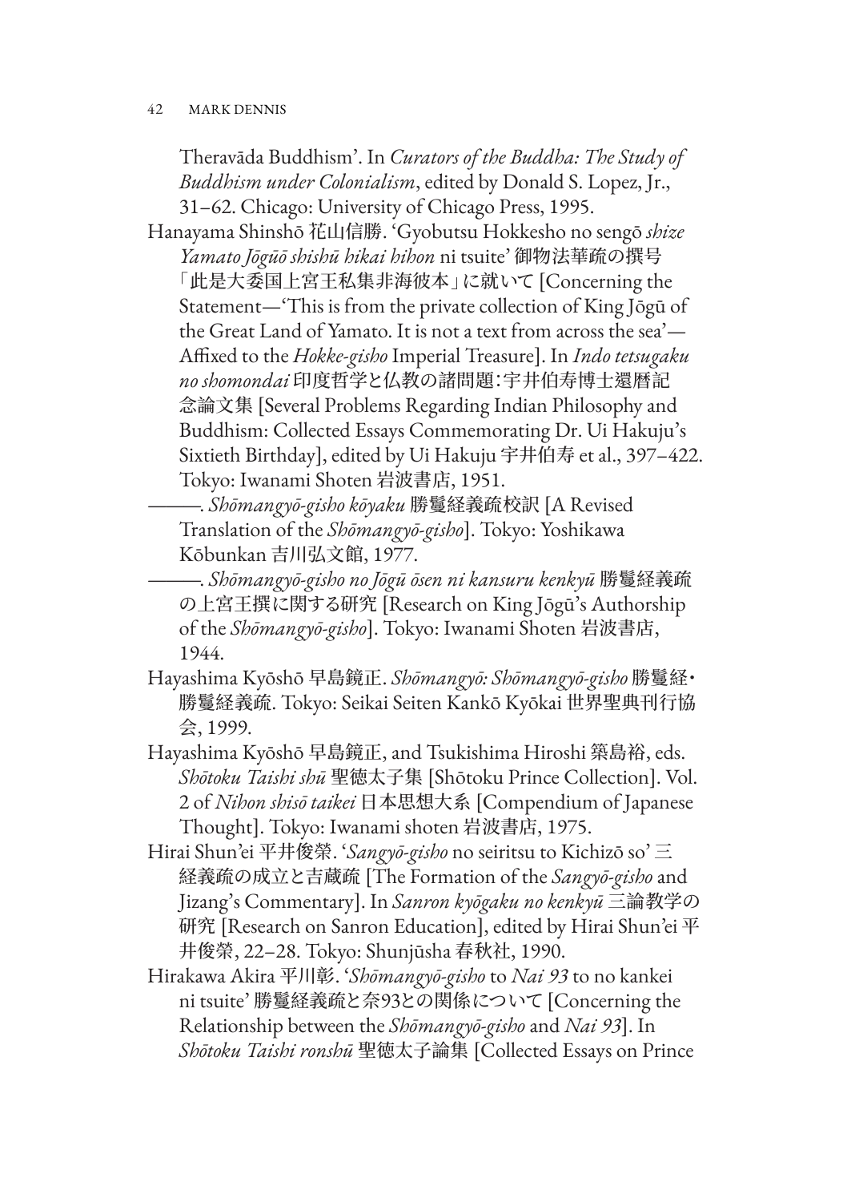Theravāda Buddhism'. In *Curators of the Buddha: The Study of Buddhism under Colonialism*, edited by Donald S. Lopez, Jr., 31–62. Chicago: University of Chicago Press, 1995.

Hanayama Shinshō 花山信勝. 'Gyobutsu Hokkesho no sengō *shize Yamato Jōgūō shishū hikai hihon* ni tsuite' 御物法華疏の撰号「此是大委国上宮王私集非海彼本」に就いて [Concerning the Statement—'This is from the private collection of King Jōgū of the Great Land of Yamato. It is not a text from across the sea'—Affixed to the *Hokke-gisho* Imperial Treasure]. In *Indo tetsugaku no shomondai* 印度哲学と仏教の諸問題：宇井伯寿博士還暦記念論文集 [Several Problems Regarding Indian Philosophy and Buddhism: Collected Essays Commemorating Dr. Ui Hakuju's Sixtieth Birthday], edited by Ui Hakuju 宇井伯寿 et al., 397–422. Tokyo: Iwanami Shoten 岩波書店, 1951.

———. *Shōmangyō-gisho kōyaku* 勝鬘経義疏校訳 [A Revised Translation of the *Shōmangyō-gisho*]. Tokyo: Yoshikawa Kōbunkan 吉川弘文館, 1977.

———. *Shōmangyō-gisho no Jōgū ōsen ni kansuru kenkyū* 勝鬘経義疏の上宮王撰に関する研究 [Research on King Jōgū's Authorship of the *Shōmangyō-gisho*]. Tokyo: Iwanami Shoten 岩波書店, 1944.

Hayashima Kyōshō 早島鏡正. *Shōmangyō: Shōmangyō-gisho* 勝鬘経・勝鬘経義疏. Tokyo: Seikai Seiten Kankō Kyōkai 世界聖典刊行協会, 1999.

Hayashima Kyōshō 早島鏡正, and Tsukishima Hiroshi 築島裕, eds. *Shōtoku Taishi shū* 聖徳太子集 [Shōtoku Prince Collection]. Vol. 2 of *Nihon shisō taikei* 日本思想大系 [Compendium of Japanese Thought]. Tokyo: Iwanami shoten 岩波書店, 1975.

Hirai Shun'ei 平井俊榮. '*Sangyō-gisho* no seiritsu to Kichizō so' 三経義疏の成立と吉蔵疏 [The Formation of the *Sangyō-gisho* and Jizang's Commentary]. In *Sanron kyōgaku no kenkyū* 三論教学の研究 [Research on Sanron Education], edited by Hirai Shun'ei 平井俊榮, 22–28. Tokyo: Shunjūsha 春秋社, 1990.

Hirakawa Akira 平川彰. '*Shōmangyō-gisho* to *Nai 93* to no kankei ni tsuite' 勝鬘経義疏と奈93との関係について [Concerning the Relationship between the *Shōmangyō-gisho* and *Nai 93*]. In *Shōtoku Taishi ronshū* 聖徳太子論集 [Collected Essays on Prince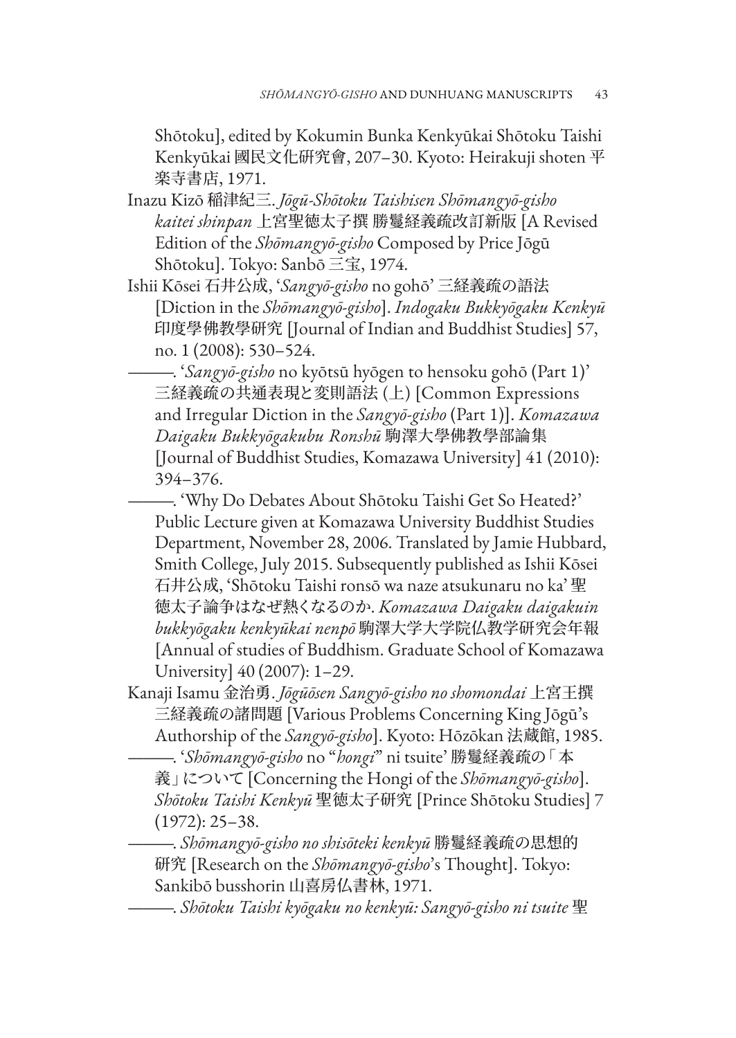Shōtoku], edited by Kokumin Bunka Kenkyūkai Shōtoku Taishi Kenkyūkai 國民文化研究會, 207–30. Kyoto: Heirakuji shoten 平楽寺書店, 1971.

Inazu Kizō 稲津紀三. *Jōgū-Shōtoku Taishisen Shōmangyō-gisho kaitei shinpan* 上宮聖徳太子撰 勝鬘経義疏改訂新版 [A Revised Edition of the *Shōmangyō-gisho* Composed by Price Jōgū Shōtoku]. Tokyo: Sanbō 三宝, 1974.

Ishii Kōsei 石井公成, '*Sangyō-gisho* no gohō' 三経義疏の語法 [Diction in the *Shōmangyō-gisho*]. *Indogaku Bukkyōgaku Kenkyū* 印度學佛教學研究 [Journal of Indian and Buddhist Studies] 57, no. 1 (2008): 530–524.

———. '*Sangyō-gisho* no kyōtsū hyōgen to hensoku gohō (Part 1)' 三経義疏の共通表現と変則語法 (上) [Common Expressions and Irregular Diction in the *Sangyō-gisho* (Part 1)]. *Komazawa Daigaku Bukkyōgakubu Ronshū* 駒澤大學佛教學部論集 [Journal of Buddhist Studies, Komazawa University] 41 (2010): 394–376.

———. 'Why Do Debates About Shōtoku Taishi Get So Heated?' Public Lecture given at Komazawa University Buddhist Studies Department, November 28, 2006. Translated by Jamie Hubbard, Smith College, July 2015. Subsequently published as Ishii Kōsei 石井公成, 'Shōtoku Taishi ronsō wa naze atsukunaru no ka' 聖徳太子論争はなぜ熱くなるのか. *Komazawa Daigaku daigakuin bukkyōgaku kenkyūkai nenpō* 駒澤大学大学院仏教学研究会年報 [Annual of studies of Buddhism. Graduate School of Komazawa University] 40 (2007): 1–29.

Kanaji Isamu 金治勇. *Jōgūōsen Sangyō-gisho no shomondai* 上宮王撰三経義疏の諸問題 [Various Problems Concerning King Jōgū's Authorship of the *Sangyō-gisho*]. Kyoto: Hōzōkan 法蔵館, 1985.

———. '*Shōmangyō-gisho* no "*hongi*" ni tsuite' 勝鬘経義疏の「本義」について [Concerning the Hongi of the *Shōmangyō-gisho*]. *Shōtoku Taishi Kenkyū* 聖徳太子研究 [Prince Shōtoku Studies] 7 (1972): 25–38.

———. *Shōmangyō-gisho no shisōteki kenkyū* 勝鬘経義疏の思想的研究 [Research on the *Shōmangyō-gisho*'s Thought]. Tokyo: Sankibō busshorin 山喜房仏書林, 1971.

———. *Shōtoku Taishi kyōgaku no kenkyū: Sangyō-gisho ni tsuite* 聖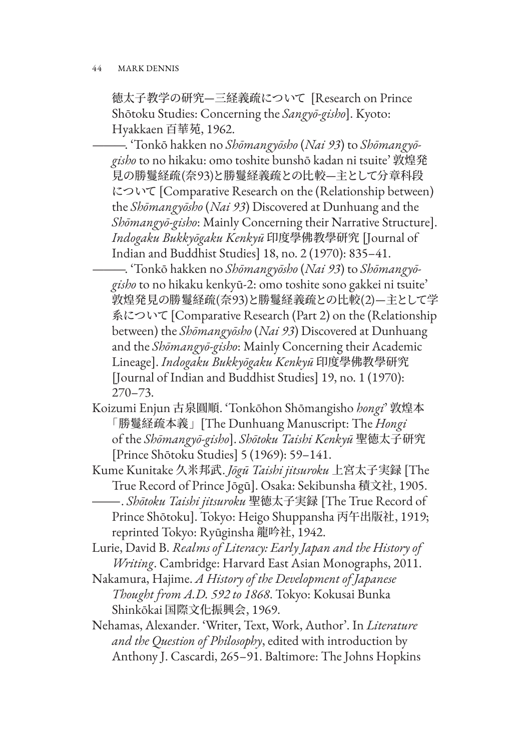徳太子教学の研究—三経義疏について [Research on Prince Shōtoku Studies: Concerning the *Sangyō-gisho*]. Kyoto: Hyakkaen 百華苑, 1962.

———. 'Tonkō hakken no *Shōmangyōsho* (*Nai 93*) to *Shōmangyō-gisho* to no hikaku: omo toshite bunshō kadan ni tsuite' 敦煌発見の勝鬘経疏(奈93)と勝鬘経義疏との比較—主として分章科段について [Comparative Research on the (Relationship between) the *Shōmangyōsho* (*Nai 93*) Discovered at Dunhuang and the *Shōmangyō-gisho*: Mainly Concerning their Narrative Structure]. *Indogaku Bukkyōgaku Kenkyū* 印度學佛教學研究 [Journal of Indian and Buddhist Studies] 18, no. 2 (1970): 835–41.

———. 'Tonkō hakken no *Shōmangyōsho* (*Nai 93*) to *Shōmangyō-gisho* to no hikaku kenkyū-2: omo toshite sono gakkei ni tsuite' 敦煌発見の勝鬘経疏(奈93)と勝鬘経義疏との比較(2)—主として学系について [Comparative Research (Part 2) on the (Relationship between) the *Shōmangyōsho* (*Nai 93*) Discovered at Dunhuang and the *Shōmangyō-gisho*: Mainly Concerning their Academic Lineage]. *Indogaku Bukkyōgaku Kenkyū* 印度學佛教學研究 [Journal of Indian and Buddhist Studies] 19, no. 1 (1970): 270–73.

Koizumi Enjun 古泉圓順. 'Tonkōhon Shōmangisho *hongi*' 敦煌本「勝鬘経疏本義」[The Dunhuang Manuscript: The *Hongi* of the *Shōmangyō-gisho*]. *Shōtoku Taishi Kenkyū* 聖徳太子研究 [Prince Shōtoku Studies] 5 (1969): 59–141.

Kume Kunitake 久米邦武. *Jōgū Taishi jitsuroku* 上宮太子実録 [The True Record of Prince Jōgū]. Osaka: Sekibunsha 積文社, 1905.

———. *Shōtoku Taishi jitsuroku* 聖徳太子実録 [The True Record of Prince Shōtoku]. Tokyo: Heigo Shuppansha 丙午出版社, 1919; reprinted Tokyo: Ryūginsha 龍吟社, 1942.

Lurie, David B. *Realms of Literacy: Early Japan and the History of Writing*. Cambridge: Harvard East Asian Monographs, 2011.

Nakamura, Hajime. *A History of the Development of Japanese Thought from A.D. 592 to 1868*. Tokyo: Kokusai Bunka Shinkōkai 国際文化振興会, 1969.

Nehamas, Alexander. 'Writer, Text, Work, Author'. In *Literature and the Question of Philosophy*, edited with introduction by Anthony J. Cascardi, 265–91. Baltimore: The Johns Hopkins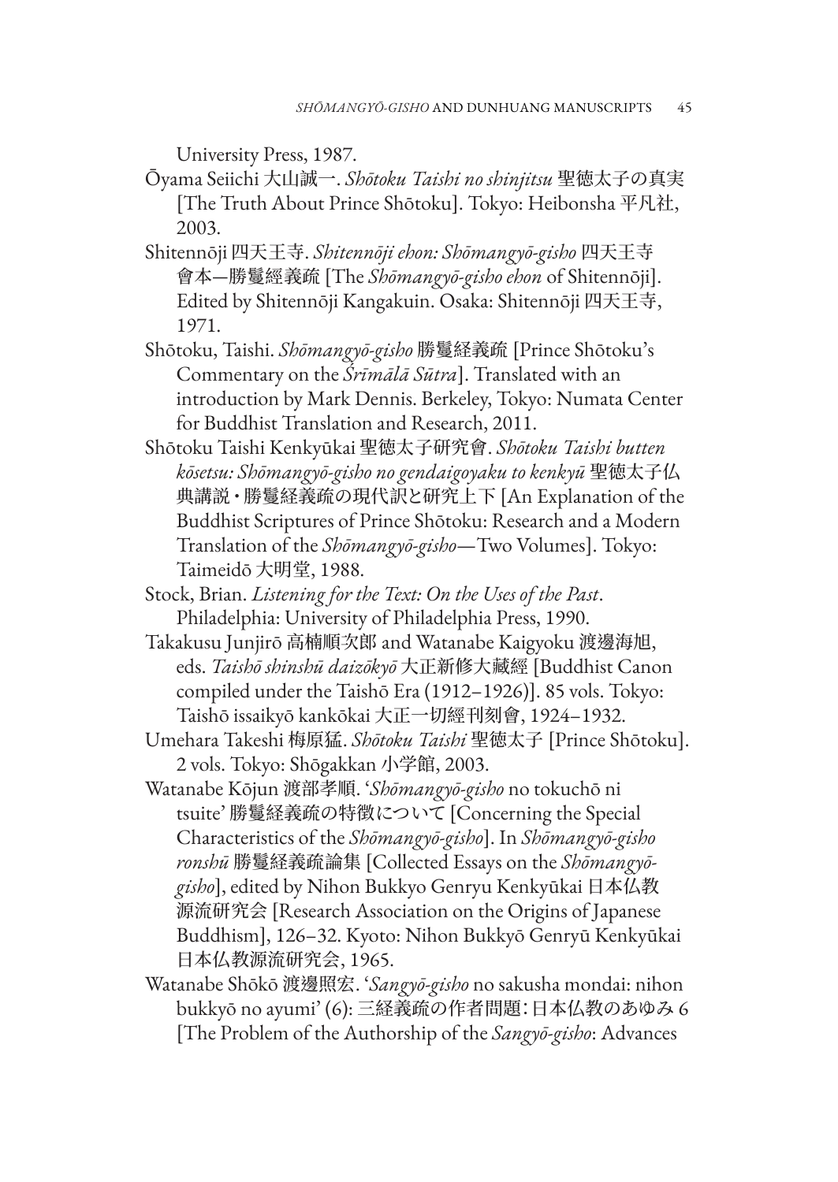University Press, 1987.

Ōyama Seiichi 大山誠一. *Shōtoku Taishi no shinjitsu* 聖徳太子の真実 [The Truth About Prince Shōtoku]. Tokyo: Heibonsha 平凡社, 2003.

Shitennōji 四天王寺. *Shitennōji ehon: Shōmangyō-gisho* 四天王寺會本—勝鬘經義疏 [The *Shōmangyō-gisho ehon* of Shitennōji]. Edited by Shitennōji Kangakuin. Osaka: Shitennōji 四天王寺, 1971.

Shōtoku, Taishi. *Shōmangyō-gisho* 勝鬘経義疏 [Prince Shōtoku's Commentary on the *Śrīmālā Sūtra*]. Translated with an introduction by Mark Dennis. Berkeley, Tokyo: Numata Center for Buddhist Translation and Research, 2011.

Shōtoku Taishi Kenkyūkai 聖徳太子研究會. *Shōtoku Taishi butten kōsetsu: Shōmangyō-gisho no gendaigoyaku to kenkyū* 聖徳太子仏典講説・勝鬘経義疏の現代訳と研究上下 [An Explanation of the Buddhist Scriptures of Prince Shōtoku: Research and a Modern Translation of the *Shōmangyō-gisho*—Two Volumes]. Tokyo: Taimeidō 大明堂, 1988.

Stock, Brian. *Listening for the Text: On the Uses of the Past*. Philadelphia: University of Philadelphia Press, 1990.

Takakusu Junjirō 高楠順次郎 and Watanabe Kaigyoku 渡邊海旭, eds. *Taishō shinshū daizōkyō* 大正新修大藏經 [Buddhist Canon compiled under the Taishō Era (1912–1926)]. 85 vols. Tokyo: Taishō issaikyō kankōkai 大正一切經刊刻會, 1924–1932.

Umehara Takeshi 梅原猛. *Shōtoku Taishi* 聖徳太子 [Prince Shōtoku]. 2 vols. Tokyo: Shōgakkan 小学館, 2003.

Watanabe Kōjun 渡部孝順. '*Shōmangyō-gisho* no tokuchō ni tsuite' 勝鬘経義疏の特徴について [Concerning the Special Characteristics of the *Shōmangyō-gisho*]. In *Shōmangyō-gisho ronshū* 勝鬘経義疏論集 [Collected Essays on the *Shōmangyō-gisho*], edited by Nihon Bukkyo Genryu Kenkyūkai 日本仏教源流研究会 [Research Association on the Origins of Japanese Buddhism], 126–32. Kyoto: Nihon Bukkyō Genryū Kenkyūkai 日本仏教源流研究会, 1965.

Watanabe Shōkō 渡邊照宏. '*Sangyō-gisho* no sakusha mondai: nihon bukkyō no ayumi' (6): 三経義疏の作者問題：日本仏教のあゆみ 6 [The Problem of the Authorship of the *Sangyō-gisho*: Advances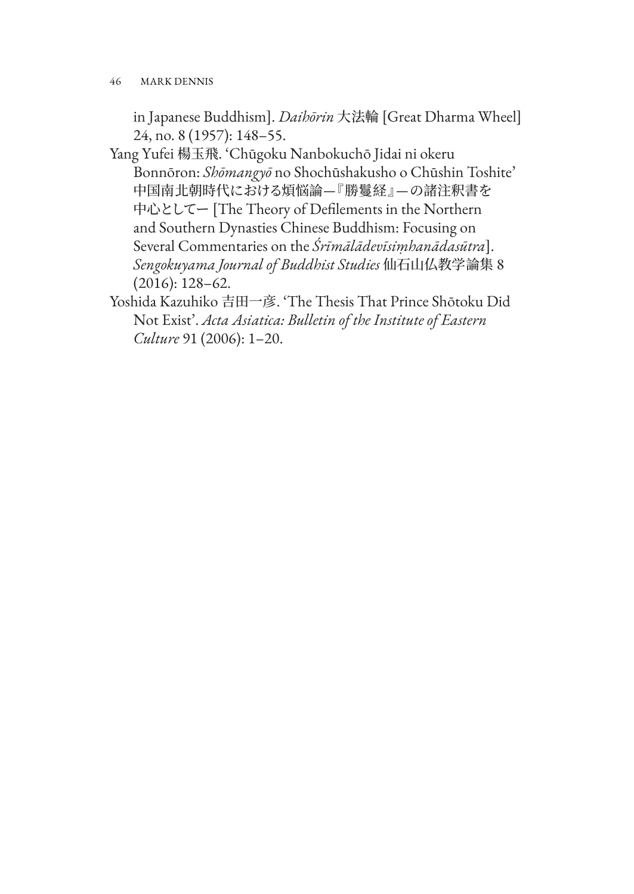in Japanese Buddhism]. *Daihōrin* 大法輪 [Great Dharma Wheel] 24, no. 8 (1957): 148–55.

Yang Yufei 楊玉飛. 'Chūgoku Nanbokuchō Jidai ni okeru Bonnōron: *Shōmangyō* no Shochūshakusho o Chūshin Toshite' 中国南北朝時代における煩悩論—『勝鬘経』—の諸注釈書を中心としてー [The Theory of Defilements in the Northern and Southern Dynasties Chinese Buddhism: Focusing on Several Commentaries on the *Śrīmālādevīsiṃhanādasūtra*]. *Sengokuyama Journal of Buddhist Studies* 仙石山仏教学論集 8 (2016): 128–62.

Yoshida Kazuhiko 吉田一彦. 'The Thesis That Prince Shōtoku Did Not Exist'. *Acta Asiatica: Bulletin of the Institute of Eastern Culture* 91 (2006): 1–20.